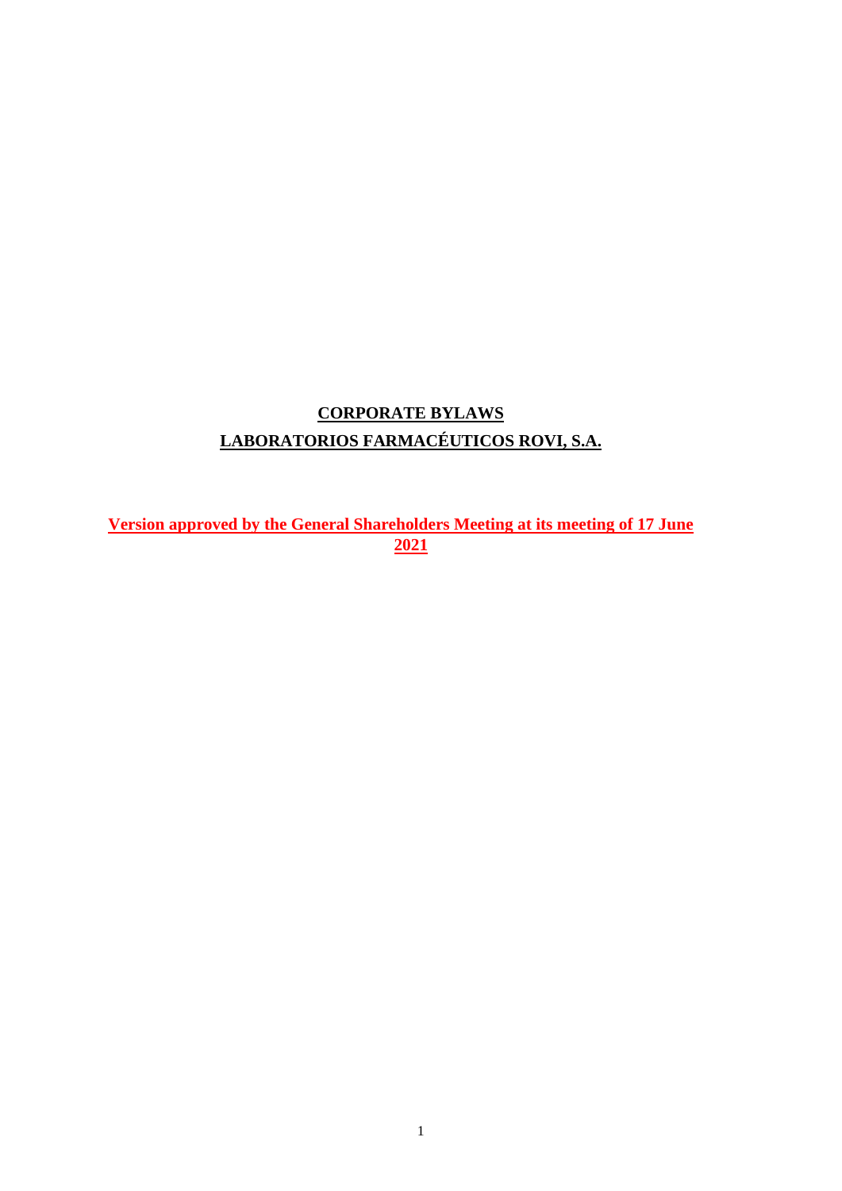# CORPORATE BYLAWS

# LABORATORIOS FARMACÉUTICOS ROVI, S.A.

**Version approved by the General Shareholders Meeting at its meeting of 17 June 2021**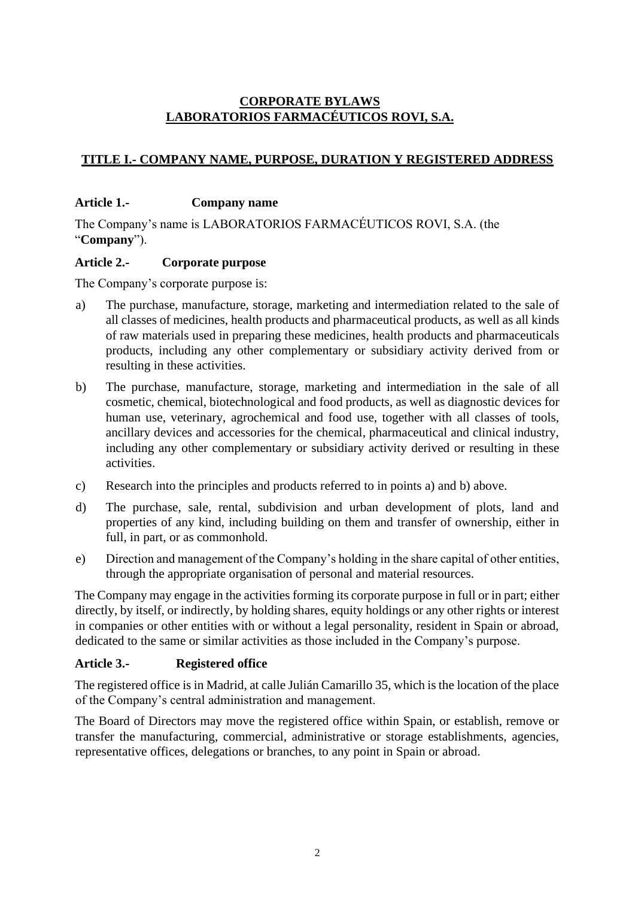# CORPORATE BYLAWS LABORATORIOS FARMACÉUTICOS ROVI, S.A.

## TITLE I.- COMPANY NAME, PURPOSE, DURATION Y REGISTERED ADDRESS

### Article 1.- Company name

The Company's name is LABORATORIOS FARMACÉUTICOS ROVI, S.A. (the "**Company**").

### Article 2.- Corporate purpose

The Company's corporate purpose is:

a) The purchase, manufacture, storage, marketing and intermediation related to the sale of all classes of medicines, health products and pharmaceutical products, as well as all kinds of raw materials used in preparing these medicines, health products and pharmaceuticals products, including any other complementary or subsidiary activity derived from or resulting in these activities.

b) The purchase, manufacture, storage, marketing and intermediation in the sale of all cosmetic, chemical, biotechnological and food products, as well as diagnostic devices for human use, veterinary, agrochemical and food use, together with all classes of tools, ancillary devices and accessories for the chemical, pharmaceutical and clinical industry, including any other complementary or subsidiary activity derived or resulting in these activities.

c) Research into the principles and products referred to in points a) and b) above.

d) The purchase, sale, rental, subdivision and urban development of plots, land and properties of any kind, including building on them and transfer of ownership, either in full, in part, or as commonhold.

e) Direction and management of the Company's holding in the share capital of other entities, through the appropriate organisation of personal and material resources.

The Company may engage in the activities forming its corporate purpose in full or in part; either directly, by itself, or indirectly, by holding shares, equity holdings or any other rights or interest in companies or other entities with or without a legal personality, resident in Spain or abroad, dedicated to the same or similar activities as those included in the Company's purpose.

### Article 3.- Registered office

The registered office is in Madrid, at calle Julián Camarillo 35, which is the location of the place of the Company's central administration and management.

The Board of Directors may move the registered office within Spain, or establish, remove or transfer the manufacturing, commercial, administrative or storage establishments, agencies, representative offices, delegations or branches, to any point in Spain or abroad.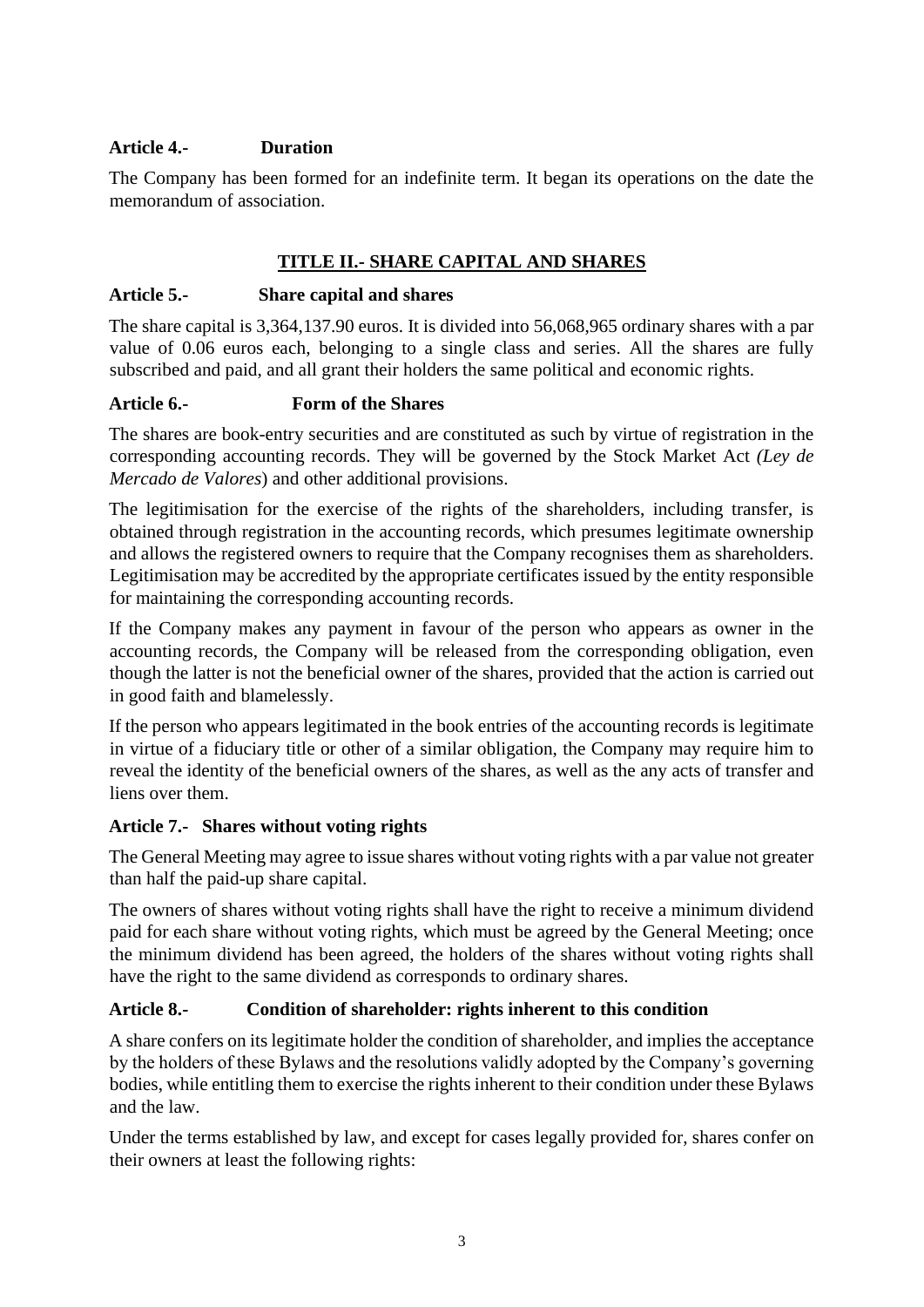**Article 4.- Duration**

The Company has been formed for an indefinite term. It began its operations on the date the memorandum of association.

## TITLE II.- SHARE CAPITAL AND SHARES

**Article 5.- Share capital and shares**

The share capital is 3,364,137.90 euros. It is divided into 56,068,965 ordinary shares with a par value of 0.06 euros each, belonging to a single class and series. All the shares are fully subscribed and paid, and all grant their holders the same political and economic rights.

**Article 6.- Form of the Shares**

The shares are book-entry securities and are constituted as such by virtue of registration in the corresponding accounting records. They will be governed by the Stock Market Act *(Ley de Mercado de Valores*) and other additional provisions.

The legitimisation for the exercise of the rights of the shareholders, including transfer, is obtained through registration in the accounting records, which presumes legitimate ownership and allows the registered owners to require that the Company recognises them as shareholders. Legitimisation may be accredited by the appropriate certificates issued by the entity responsible for maintaining the corresponding accounting records.

If the Company makes any payment in favour of the person who appears as owner in the accounting records, the Company will be released from the corresponding obligation, even though the latter is not the beneficial owner of the shares, provided that the action is carried out in good faith and blamelessly.

If the person who appears legitimated in the book entries of the accounting records is legitimate in virtue of a fiduciary title or other of a similar obligation, the Company may require him to reveal the identity of the beneficial owners of the shares, as well as the any acts of transfer and liens over them.

**Article 7.- Shares without voting rights**

The General Meeting may agree to issue shares without voting rights with a par value not greater than half the paid-up share capital.

The owners of shares without voting rights shall have the right to receive a minimum dividend paid for each share without voting rights, which must be agreed by the General Meeting; once the minimum dividend has been agreed, the holders of the shares without voting rights shall have the right to the same dividend as corresponds to ordinary shares.

**Article 8.- Condition of shareholder: rights inherent to this condition**

A share confers on its legitimate holder the condition of shareholder, and implies the acceptance by the holders of these Bylaws and the resolutions validly adopted by the Company's governing bodies, while entitling them to exercise the rights inherent to their condition under these Bylaws and the law.

Under the terms established by law, and except for cases legally provided for, shares confer on their owners at least the following rights: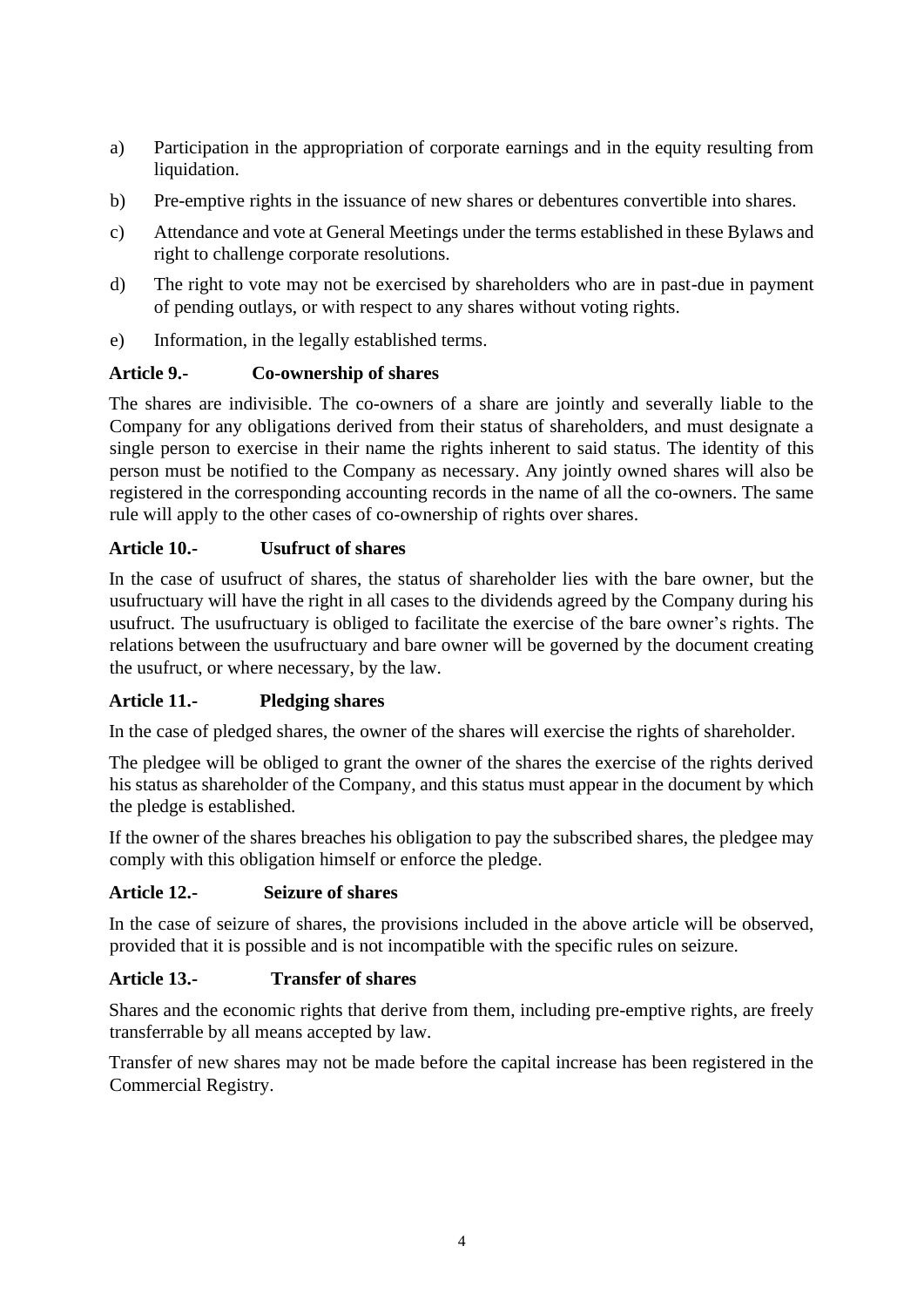a) Participation in the appropriation of corporate earnings and in the equity resulting from liquidation.

b) Pre-emptive rights in the issuance of new shares or debentures convertible into shares.

c) Attendance and vote at General Meetings under the terms established in these Bylaws and right to challenge corporate resolutions.

d) The right to vote may not be exercised by shareholders who are in past-due in payment of pending outlays, or with respect to any shares without voting rights.

e) Information, in the legally established terms.

**Article 9.- Co-ownership of shares**

The shares are indivisible. The co-owners of a share are jointly and severally liable to the Company for any obligations derived from their status of shareholders, and must designate a single person to exercise in their name the rights inherent to said status. The identity of this person must be notified to the Company as necessary. Any jointly owned shares will also be registered in the corresponding accounting records in the name of all the co-owners. The same rule will apply to the other cases of co-ownership of rights over shares.

**Article 10.- Usufruct of shares**

In the case of usufruct of shares, the status of shareholder lies with the bare owner, but the usufructuary will have the right in all cases to the dividends agreed by the Company during his usufruct. The usufructuary is obliged to facilitate the exercise of the bare owner's rights. The relations between the usufructuary and bare owner will be governed by the document creating the usufruct, or where necessary, by the law.

**Article 11.- Pledging shares**

In the case of pledged shares, the owner of the shares will exercise the rights of shareholder.

The pledgee will be obliged to grant the owner of the shares the exercise of the rights derived his status as shareholder of the Company, and this status must appear in the document by which the pledge is established.

If the owner of the shares breaches his obligation to pay the subscribed shares, the pledgee may comply with this obligation himself or enforce the pledge.

**Article 12.- Seizure of shares**

In the case of seizure of shares, the provisions included in the above article will be observed, provided that it is possible and is not incompatible with the specific rules on seizure.

**Article 13.- Transfer of shares**

Shares and the economic rights that derive from them, including pre-emptive rights, are freely transferrable by all means accepted by law.

Transfer of new shares may not be made before the capital increase has been registered in the Commercial Registry.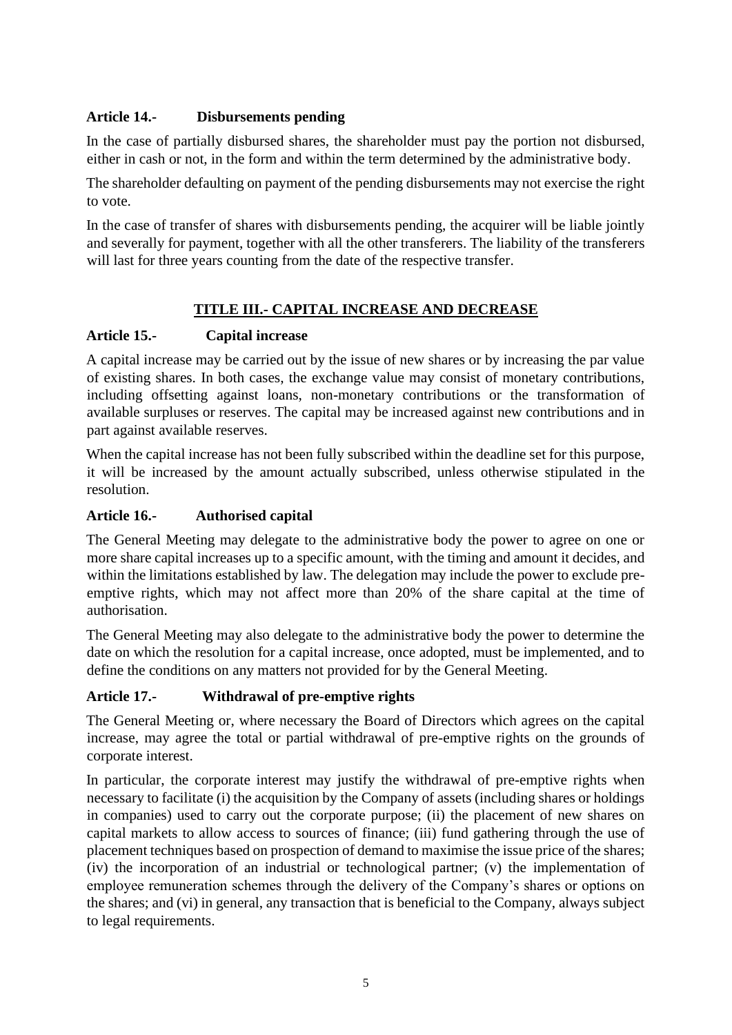**Article 14.- Disbursements pending**

In the case of partially disbursed shares, the shareholder must pay the portion not disbursed, either in cash or not, in the form and within the term determined by the administrative body.

The shareholder defaulting on payment of the pending disbursements may not exercise the right to vote.

In the case of transfer of shares with disbursements pending, the acquirer will be liable jointly and severally for payment, together with all the other transferers. The liability of the transferers will last for three years counting from the date of the respective transfer.

## TITLE III.- CAPITAL INCREASE AND DECREASE

**Article 15.- Capital increase**

A capital increase may be carried out by the issue of new shares or by increasing the par value of existing shares. In both cases, the exchange value may consist of monetary contributions, including offsetting against loans, non-monetary contributions or the transformation of available surpluses or reserves. The capital may be increased against new contributions and in part against available reserves.

When the capital increase has not been fully subscribed within the deadline set for this purpose, it will be increased by the amount actually subscribed, unless otherwise stipulated in the resolution.

**Article 16.- Authorised capital**

The General Meeting may delegate to the administrative body the power to agree on one or more share capital increases up to a specific amount, with the timing and amount it decides, and within the limitations established by law. The delegation may include the power to exclude pre-emptive rights, which may not affect more than 20% of the share capital at the time of authorisation.

The General Meeting may also delegate to the administrative body the power to determine the date on which the resolution for a capital increase, once adopted, must be implemented, and to define the conditions on any matters not provided for by the General Meeting.

**Article 17.- Withdrawal of pre-emptive rights**

The General Meeting or, where necessary the Board of Directors which agrees on the capital increase, may agree the total or partial withdrawal of pre-emptive rights on the grounds of corporate interest.

In particular, the corporate interest may justify the withdrawal of pre-emptive rights when necessary to facilitate (i) the acquisition by the Company of assets (including shares or holdings in companies) used to carry out the corporate purpose; (ii) the placement of new shares on capital markets to allow access to sources of finance; (iii) fund gathering through the use of placement techniques based on prospection of demand to maximise the issue price of the shares; (iv) the incorporation of an industrial or technological partner; (v) the implementation of employee remuneration schemes through the delivery of the Company's shares or options on the shares; and (vi) in general, any transaction that is beneficial to the Company, always subject to legal requirements.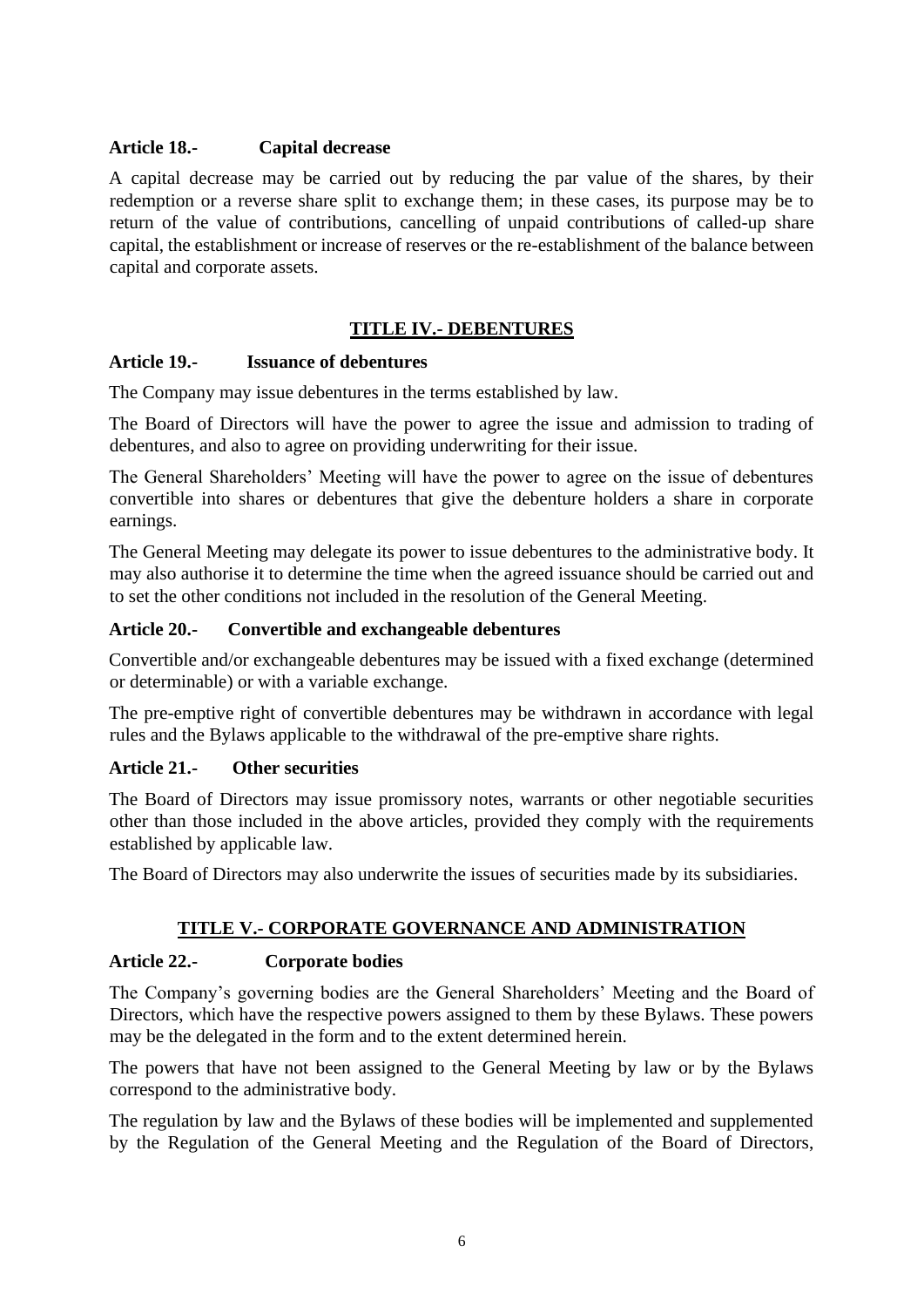### Article 18.- Capital decrease

A capital decrease may be carried out by reducing the par value of the shares, by their redemption or a reverse share split to exchange them; in these cases, its purpose may be to return of the value of contributions, cancelling of unpaid contributions of called-up share capital, the establishment or increase of reserves or the re-establishment of the balance between capital and corporate assets.

## TITLE IV.- DEBENTURES

### Article 19.- Issuance of debentures

The Company may issue debentures in the terms established by law.

The Board of Directors will have the power to agree the issue and admission to trading of debentures, and also to agree on providing underwriting for their issue.

The General Shareholders' Meeting will have the power to agree on the issue of debentures convertible into shares or debentures that give the debenture holders a share in corporate earnings.

The General Meeting may delegate its power to issue debentures to the administrative body. It may also authorise it to determine the time when the agreed issuance should be carried out and to set the other conditions not included in the resolution of the General Meeting.

### Article 20.- Convertible and exchangeable debentures

Convertible and/or exchangeable debentures may be issued with a fixed exchange (determined or determinable) or with a variable exchange.

The pre-emptive right of convertible debentures may be withdrawn in accordance with legal rules and the Bylaws applicable to the withdrawal of the pre-emptive share rights.

### Article 21.- Other securities

The Board of Directors may issue promissory notes, warrants or other negotiable securities other than those included in the above articles, provided they comply with the requirements established by applicable law.

The Board of Directors may also underwrite the issues of securities made by its subsidiaries.

## TITLE V.- CORPORATE GOVERNANCE AND ADMINISTRATION

### Article 22.- Corporate bodies

The Company's governing bodies are the General Shareholders' Meeting and the Board of Directors, which have the respective powers assigned to them by these Bylaws. These powers may be the delegated in the form and to the extent determined herein.

The powers that have not been assigned to the General Meeting by law or by the Bylaws correspond to the administrative body.

The regulation by law and the Bylaws of these bodies will be implemented and supplemented by the Regulation of the General Meeting and the Regulation of the Board of Directors,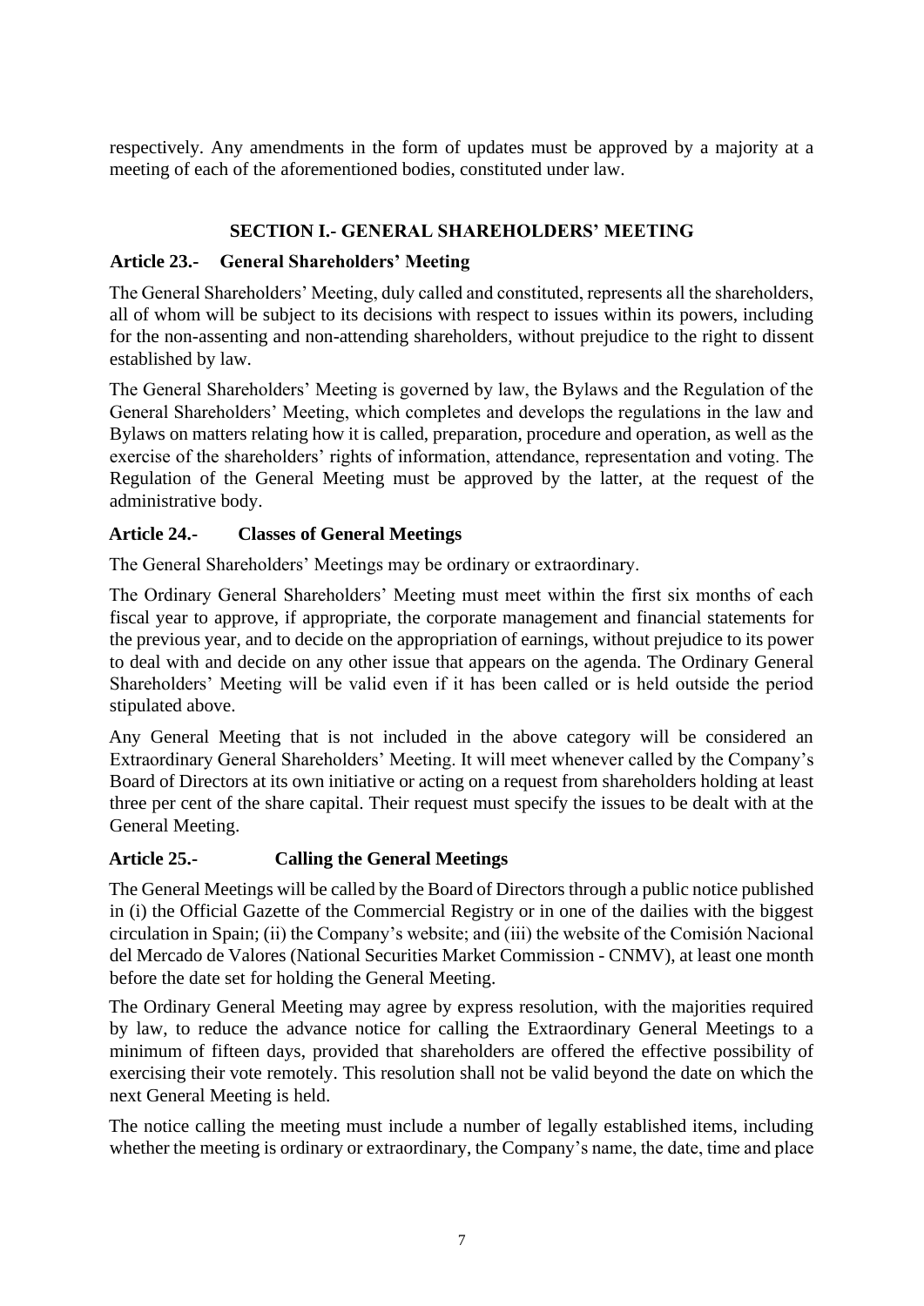respectively. Any amendments in the form of updates must be approved by a majority at a meeting of each of the aforementioned bodies, constituted under law.

## SECTION I.- GENERAL SHAREHOLDERS' MEETING

### Article 23.- General Shareholders' Meeting

The General Shareholders' Meeting, duly called and constituted, represents all the shareholders, all of whom will be subject to its decisions with respect to issues within its powers, including for the non-assenting and non-attending shareholders, without prejudice to the right to dissent established by law.

The General Shareholders' Meeting is governed by law, the Bylaws and the Regulation of the General Shareholders' Meeting, which completes and develops the regulations in the law and Bylaws on matters relating how it is called, preparation, procedure and operation, as well as the exercise of the shareholders' rights of information, attendance, representation and voting. The Regulation of the General Meeting must be approved by the latter, at the request of the administrative body.

### Article 24.- Classes of General Meetings

The General Shareholders' Meetings may be ordinary or extraordinary.

The Ordinary General Shareholders' Meeting must meet within the first six months of each fiscal year to approve, if appropriate, the corporate management and financial statements for the previous year, and to decide on the appropriation of earnings, without prejudice to its power to deal with and decide on any other issue that appears on the agenda. The Ordinary General Shareholders' Meeting will be valid even if it has been called or is held outside the period stipulated above.

Any General Meeting that is not included in the above category will be considered an Extraordinary General Shareholders' Meeting. It will meet whenever called by the Company's Board of Directors at its own initiative or acting on a request from shareholders holding at least three per cent of the share capital. Their request must specify the issues to be dealt with at the General Meeting.

### Article 25.- Calling the General Meetings

The General Meetings will be called by the Board of Directors through a public notice published in (i) the Official Gazette of the Commercial Registry or in one of the dailies with the biggest circulation in Spain; (ii) the Company's website; and (iii) the website of the Comisión Nacional del Mercado de Valores (National Securities Market Commission - CNMV), at least one month before the date set for holding the General Meeting.

The Ordinary General Meeting may agree by express resolution, with the majorities required by law, to reduce the advance notice for calling the Extraordinary General Meetings to a minimum of fifteen days, provided that shareholders are offered the effective possibility of exercising their vote remotely. This resolution shall not be valid beyond the date on which the next General Meeting is held.

The notice calling the meeting must include a number of legally established items, including whether the meeting is ordinary or extraordinary, the Company's name, the date, time and place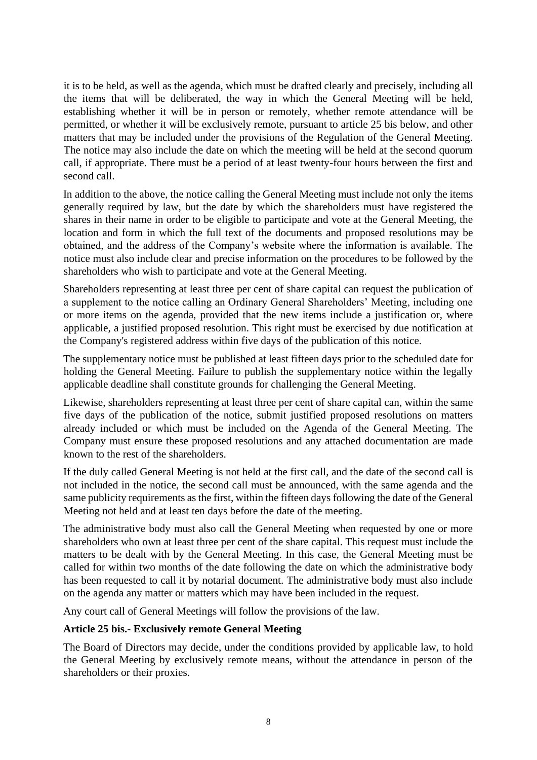it is to be held, as well as the agenda, which must be drafted clearly and precisely, including all the items that will be deliberated, the way in which the General Meeting will be held, establishing whether it will be in person or remotely, whether remote attendance will be permitted, or whether it will be exclusively remote, pursuant to article 25 bis below, and other matters that may be included under the provisions of the Regulation of the General Meeting. The notice may also include the date on which the meeting will be held at the second quorum call, if appropriate. There must be a period of at least twenty-four hours between the first and second call.

In addition to the above, the notice calling the General Meeting must include not only the items generally required by law, but the date by which the shareholders must have registered the shares in their name in order to be eligible to participate and vote at the General Meeting, the location and form in which the full text of the documents and proposed resolutions may be obtained, and the address of the Company's website where the information is available. The notice must also include clear and precise information on the procedures to be followed by the shareholders who wish to participate and vote at the General Meeting.

Shareholders representing at least three per cent of share capital can request the publication of a supplement to the notice calling an Ordinary General Shareholders' Meeting, including one or more items on the agenda, provided that the new items include a justification or, where applicable, a justified proposed resolution. This right must be exercised by due notification at the Company's registered address within five days of the publication of this notice.

The supplementary notice must be published at least fifteen days prior to the scheduled date for holding the General Meeting. Failure to publish the supplementary notice within the legally applicable deadline shall constitute grounds for challenging the General Meeting.

Likewise, shareholders representing at least three per cent of share capital can, within the same five days of the publication of the notice, submit justified proposed resolutions on matters already included or which must be included on the Agenda of the General Meeting. The Company must ensure these proposed resolutions and any attached documentation are made known to the rest of the shareholders.

If the duly called General Meeting is not held at the first call, and the date of the second call is not included in the notice, the second call must be announced, with the same agenda and the same publicity requirements as the first, within the fifteen days following the date of the General Meeting not held and at least ten days before the date of the meeting.

The administrative body must also call the General Meeting when requested by one or more shareholders who own at least three per cent of the share capital. This request must include the matters to be dealt with by the General Meeting. In this case, the General Meeting must be called for within two months of the date following the date on which the administrative body has been requested to call it by notarial document. The administrative body must also include on the agenda any matter or matters which may have been included in the request.

Any court call of General Meetings will follow the provisions of the law.

**Article 25 bis.- Exclusively remote General Meeting**

The Board of Directors may decide, under the conditions provided by applicable law, to hold the General Meeting by exclusively remote means, without the attendance in person of the shareholders or their proxies.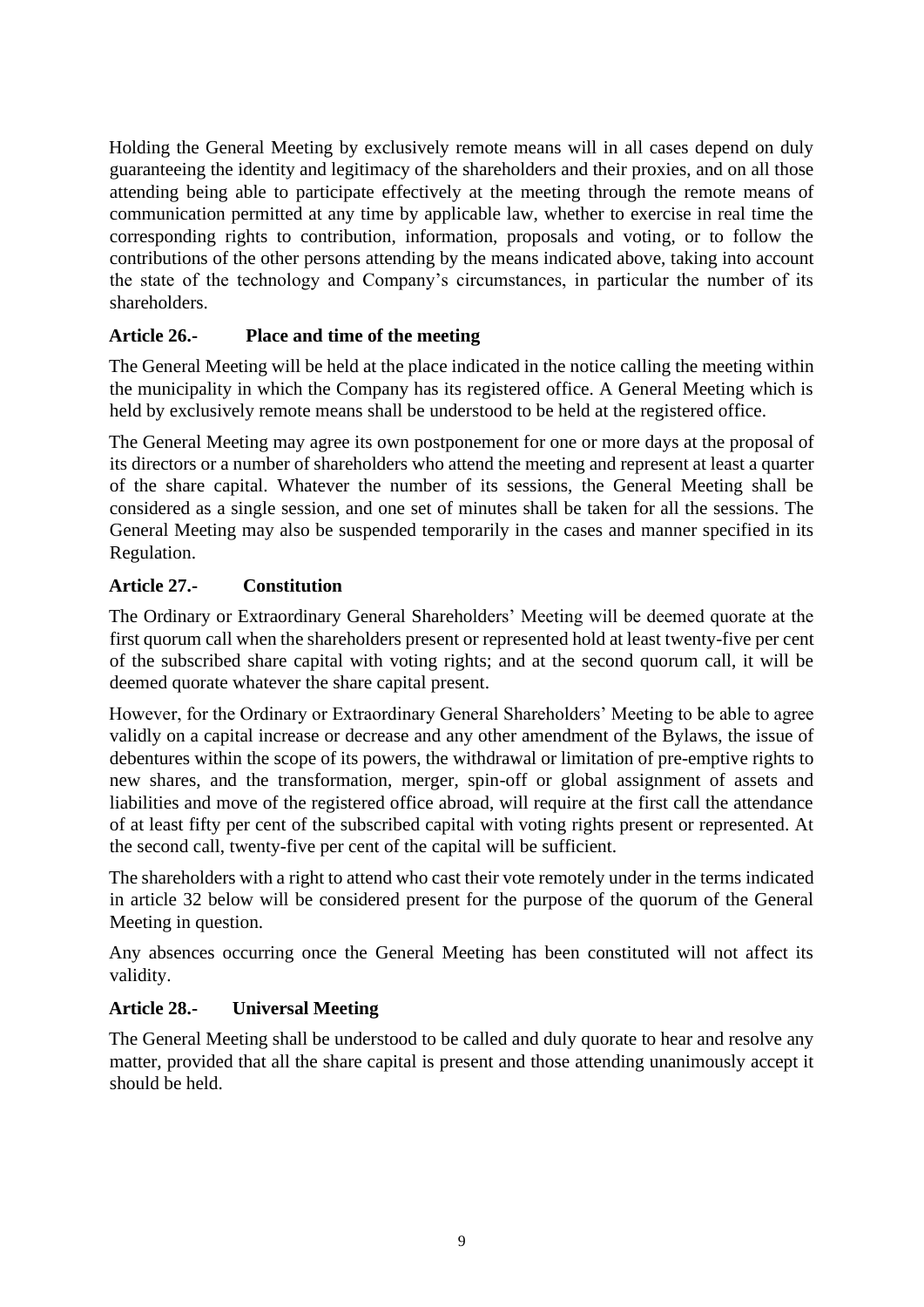Holding the General Meeting by exclusively remote means will in all cases depend on duly guaranteeing the identity and legitimacy of the shareholders and their proxies, and on all those attending being able to participate effectively at the meeting through the remote means of communication permitted at any time by applicable law, whether to exercise in real time the corresponding rights to contribution, information, proposals and voting, or to follow the contributions of the other persons attending by the means indicated above, taking into account the state of the technology and Company's circumstances, in particular the number of its shareholders.

### Article 26.- Place and time of the meeting

The General Meeting will be held at the place indicated in the notice calling the meeting within the municipality in which the Company has its registered office. A General Meeting which is held by exclusively remote means shall be understood to be held at the registered office.

The General Meeting may agree its own postponement for one or more days at the proposal of its directors or a number of shareholders who attend the meeting and represent at least a quarter of the share capital. Whatever the number of its sessions, the General Meeting shall be considered as a single session, and one set of minutes shall be taken for all the sessions. The General Meeting may also be suspended temporarily in the cases and manner specified in its Regulation.

### Article 27.- Constitution

The Ordinary or Extraordinary General Shareholders' Meeting will be deemed quorate at the first quorum call when the shareholders present or represented hold at least twenty-five per cent of the subscribed share capital with voting rights; and at the second quorum call, it will be deemed quorate whatever the share capital present.

However, for the Ordinary or Extraordinary General Shareholders' Meeting to be able to agree validly on a capital increase or decrease and any other amendment of the Bylaws, the issue of debentures within the scope of its powers, the withdrawal or limitation of pre-emptive rights to new shares, and the transformation, merger, spin-off or global assignment of assets and liabilities and move of the registered office abroad, will require at the first call the attendance of at least fifty per cent of the subscribed capital with voting rights present or represented. At the second call, twenty-five per cent of the capital will be sufficient.

The shareholders with a right to attend who cast their vote remotely under in the terms indicated in article 32 below will be considered present for the purpose of the quorum of the General Meeting in question.

Any absences occurring once the General Meeting has been constituted will not affect its validity.

### Article 28.- Universal Meeting

The General Meeting shall be understood to be called and duly quorate to hear and resolve any matter, provided that all the share capital is present and those attending unanimously accept it should be held.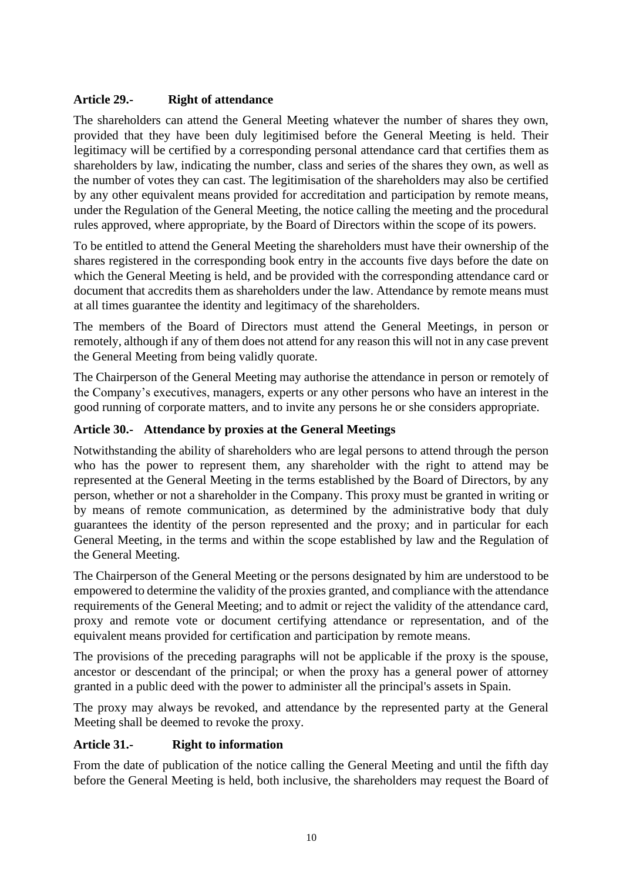### Article 29.- Right of attendance

The shareholders can attend the General Meeting whatever the number of shares they own, provided that they have been duly legitimised before the General Meeting is held. Their legitimacy will be certified by a corresponding personal attendance card that certifies them as shareholders by law, indicating the number, class and series of the shares they own, as well as the number of votes they can cast. The legitimisation of the shareholders may also be certified by any other equivalent means provided for accreditation and participation by remote means, under the Regulation of the General Meeting, the notice calling the meeting and the procedural rules approved, where appropriate, by the Board of Directors within the scope of its powers.

To be entitled to attend the General Meeting the shareholders must have their ownership of the shares registered in the corresponding book entry in the accounts five days before the date on which the General Meeting is held, and be provided with the corresponding attendance card or document that accredits them as shareholders under the law. Attendance by remote means must at all times guarantee the identity and legitimacy of the shareholders.

The members of the Board of Directors must attend the General Meetings, in person or remotely, although if any of them does not attend for any reason this will not in any case prevent the General Meeting from being validly quorate.

The Chairperson of the General Meeting may authorise the attendance in person or remotely of the Company's executives, managers, experts or any other persons who have an interest in the good running of corporate matters, and to invite any persons he or she considers appropriate.

### Article 30.- Attendance by proxies at the General Meetings

Notwithstanding the ability of shareholders who are legal persons to attend through the person who has the power to represent them, any shareholder with the right to attend may be represented at the General Meeting in the terms established by the Board of Directors, by any person, whether or not a shareholder in the Company. This proxy must be granted in writing or by means of remote communication, as determined by the administrative body that duly guarantees the identity of the person represented and the proxy; and in particular for each General Meeting, in the terms and within the scope established by law and the Regulation of the General Meeting.

The Chairperson of the General Meeting or the persons designated by him are understood to be empowered to determine the validity of the proxies granted, and compliance with the attendance requirements of the General Meeting; and to admit or reject the validity of the attendance card, proxy and remote vote or document certifying attendance or representation, and of the equivalent means provided for certification and participation by remote means.

The provisions of the preceding paragraphs will not be applicable if the proxy is the spouse, ancestor or descendant of the principal; or when the proxy has a general power of attorney granted in a public deed with the power to administer all the principal's assets in Spain.

The proxy may always be revoked, and attendance by the represented party at the General Meeting shall be deemed to revoke the proxy.

### Article 31.- Right to information

From the date of publication of the notice calling the General Meeting and until the fifth day before the General Meeting is held, both inclusive, the shareholders may request the Board of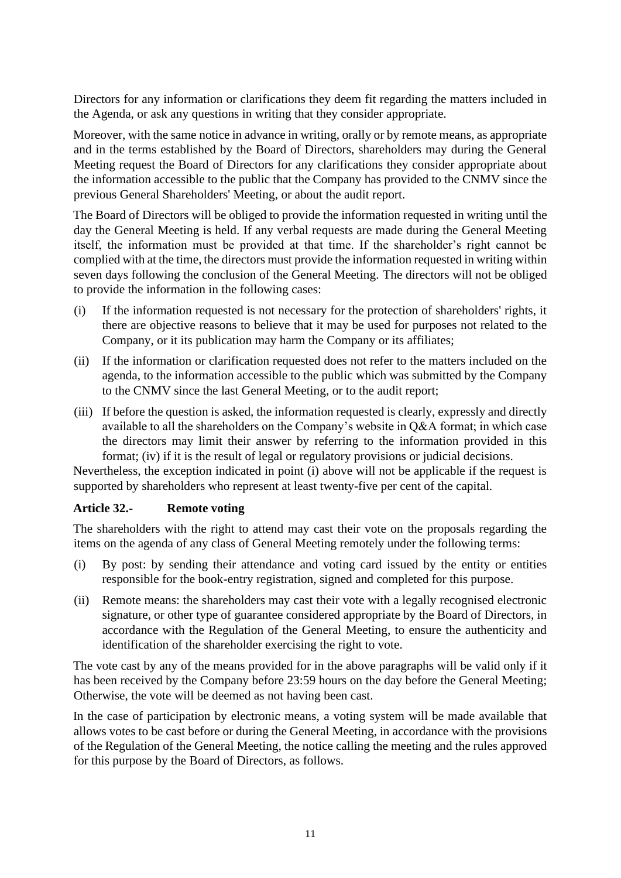Directors for any information or clarifications they deem fit regarding the matters included in the Agenda, or ask any questions in writing that they consider appropriate.

Moreover, with the same notice in advance in writing, orally or by remote means, as appropriate and in the terms established by the Board of Directors, shareholders may during the General Meeting request the Board of Directors for any clarifications they consider appropriate about the information accessible to the public that the Company has provided to the CNMV since the previous General Shareholders' Meeting, or about the audit report.

The Board of Directors will be obliged to provide the information requested in writing until the day the General Meeting is held. If any verbal requests are made during the General Meeting itself, the information must be provided at that time. If the shareholder's right cannot be complied with at the time, the directors must provide the information requested in writing within seven days following the conclusion of the General Meeting. The directors will not be obliged to provide the information in the following cases:

(i) If the information requested is not necessary for the protection of shareholders' rights, it there are objective reasons to believe that it may be used for purposes not related to the Company, or it its publication may harm the Company or its affiliates;

(ii) If the information or clarification requested does not refer to the matters included on the agenda, to the information accessible to the public which was submitted by the Company to the CNMV since the last General Meeting, or to the audit report;

(iii) If before the question is asked, the information requested is clearly, expressly and directly available to all the shareholders on the Company's website in Q&A format; in which case the directors may limit their answer by referring to the information provided in this format; (iv) if it is the result of legal or regulatory provisions or judicial decisions.

Nevertheless, the exception indicated in point (i) above will not be applicable if the request is supported by shareholders who represent at least twenty-five per cent of the capital.

**Article 32.- Remote voting**

The shareholders with the right to attend may cast their vote on the proposals regarding the items on the agenda of any class of General Meeting remotely under the following terms:

(i) By post: by sending their attendance and voting card issued by the entity or entities responsible for the book-entry registration, signed and completed for this purpose.

(ii) Remote means: the shareholders may cast their vote with a legally recognised electronic signature, or other type of guarantee considered appropriate by the Board of Directors, in accordance with the Regulation of the General Meeting, to ensure the authenticity and identification of the shareholder exercising the right to vote.

The vote cast by any of the means provided for in the above paragraphs will be valid only if it has been received by the Company before 23:59 hours on the day before the General Meeting; Otherwise, the vote will be deemed as not having been cast.

In the case of participation by electronic means, a voting system will be made available that allows votes to be cast before or during the General Meeting, in accordance with the provisions of the Regulation of the General Meeting, the notice calling the meeting and the rules approved for this purpose by the Board of Directors, as follows.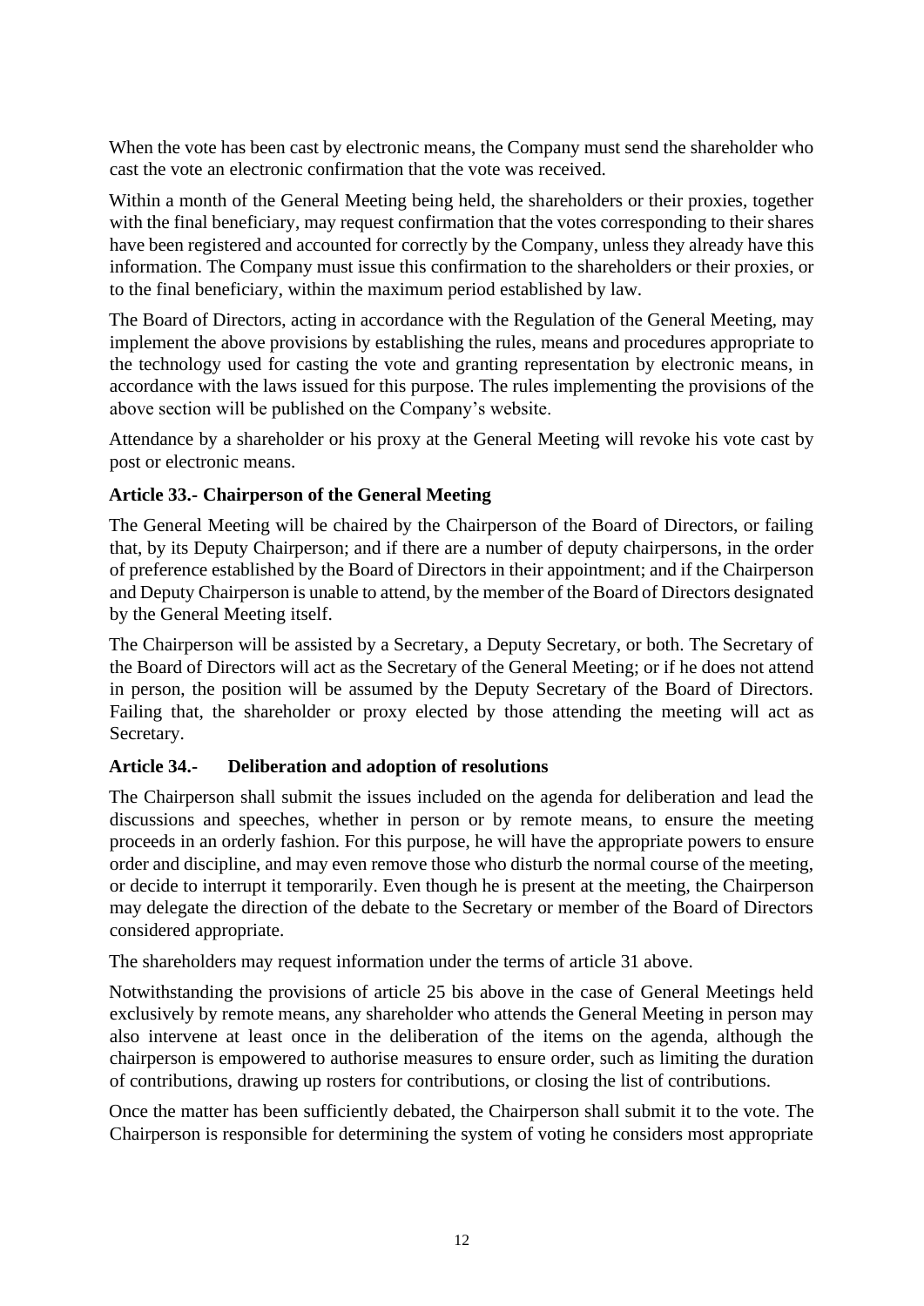When the vote has been cast by electronic means, the Company must send the shareholder who cast the vote an electronic confirmation that the vote was received.

Within a month of the General Meeting being held, the shareholders or their proxies, together with the final beneficiary, may request confirmation that the votes corresponding to their shares have been registered and accounted for correctly by the Company, unless they already have this information. The Company must issue this confirmation to the shareholders or their proxies, or to the final beneficiary, within the maximum period established by law.

The Board of Directors, acting in accordance with the Regulation of the General Meeting, may implement the above provisions by establishing the rules, means and procedures appropriate to the technology used for casting the vote and granting representation by electronic means, in accordance with the laws issued for this purpose. The rules implementing the provisions of the above section will be published on the Company's website.

Attendance by a shareholder or his proxy at the General Meeting will revoke his vote cast by post or electronic means.

**Article 33.- Chairperson of the General Meeting**

The General Meeting will be chaired by the Chairperson of the Board of Directors, or failing that, by its Deputy Chairperson; and if there are a number of deputy chairpersons, in the order of preference established by the Board of Directors in their appointment; and if the Chairperson and Deputy Chairperson is unable to attend, by the member of the Board of Directors designated by the General Meeting itself.

The Chairperson will be assisted by a Secretary, a Deputy Secretary, or both. The Secretary of the Board of Directors will act as the Secretary of the General Meeting; or if he does not attend in person, the position will be assumed by the Deputy Secretary of the Board of Directors. Failing that, the shareholder or proxy elected by those attending the meeting will act as Secretary.

**Article 34.- Deliberation and adoption of resolutions**

The Chairperson shall submit the issues included on the agenda for deliberation and lead the discussions and speeches, whether in person or by remote means, to ensure the meeting proceeds in an orderly fashion. For this purpose, he will have the appropriate powers to ensure order and discipline, and may even remove those who disturb the normal course of the meeting, or decide to interrupt it temporarily. Even though he is present at the meeting, the Chairperson may delegate the direction of the debate to the Secretary or member of the Board of Directors considered appropriate.

The shareholders may request information under the terms of article 31 above.

Notwithstanding the provisions of article 25 bis above in the case of General Meetings held exclusively by remote means, any shareholder who attends the General Meeting in person may also intervene at least once in the deliberation of the items on the agenda, although the chairperson is empowered to authorise measures to ensure order, such as limiting the duration of contributions, drawing up rosters for contributions, or closing the list of contributions.

Once the matter has been sufficiently debated, the Chairperson shall submit it to the vote. The Chairperson is responsible for determining the system of voting he considers most appropriate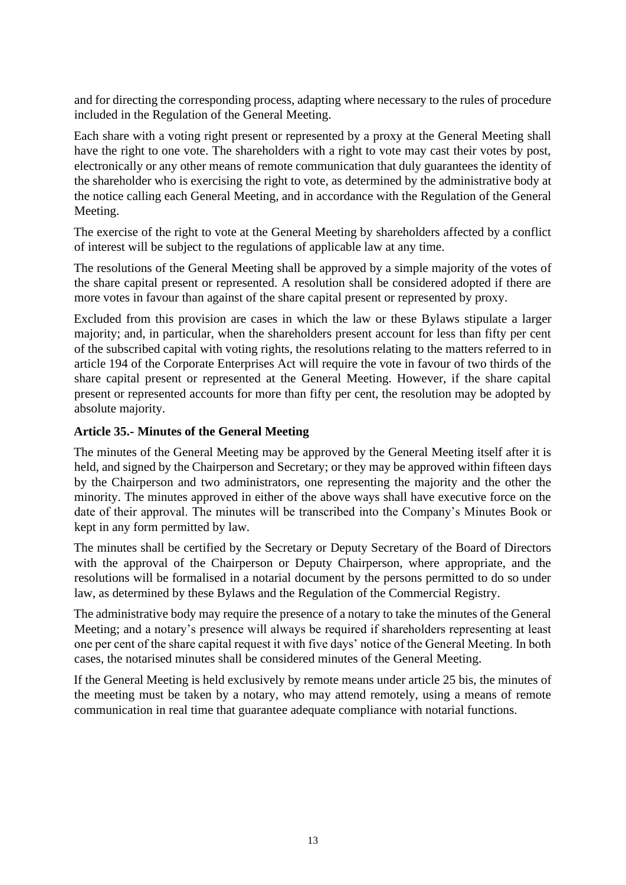and for directing the corresponding process, adapting where necessary to the rules of procedure included in the Regulation of the General Meeting.

Each share with a voting right present or represented by a proxy at the General Meeting shall have the right to one vote. The shareholders with a right to vote may cast their votes by post, electronically or any other means of remote communication that duly guarantees the identity of the shareholder who is exercising the right to vote, as determined by the administrative body at the notice calling each General Meeting, and in accordance with the Regulation of the General Meeting.

The exercise of the right to vote at the General Meeting by shareholders affected by a conflict of interest will be subject to the regulations of applicable law at any time.

The resolutions of the General Meeting shall be approved by a simple majority of the votes of the share capital present or represented. A resolution shall be considered adopted if there are more votes in favour than against of the share capital present or represented by proxy.

Excluded from this provision are cases in which the law or these Bylaws stipulate a larger majority; and, in particular, when the shareholders present account for less than fifty per cent of the subscribed capital with voting rights, the resolutions relating to the matters referred to in article 194 of the Corporate Enterprises Act will require the vote in favour of two thirds of the share capital present or represented at the General Meeting. However, if the share capital present or represented accounts for more than fifty per cent, the resolution may be adopted by absolute majority.

**Article 35.- Minutes of the General Meeting**

The minutes of the General Meeting may be approved by the General Meeting itself after it is held, and signed by the Chairperson and Secretary; or they may be approved within fifteen days by the Chairperson and two administrators, one representing the majority and the other the minority. The minutes approved in either of the above ways shall have executive force on the date of their approval. The minutes will be transcribed into the Company's Minutes Book or kept in any form permitted by law.

The minutes shall be certified by the Secretary or Deputy Secretary of the Board of Directors with the approval of the Chairperson or Deputy Chairperson, where appropriate, and the resolutions will be formalised in a notarial document by the persons permitted to do so under law, as determined by these Bylaws and the Regulation of the Commercial Registry.

The administrative body may require the presence of a notary to take the minutes of the General Meeting; and a notary's presence will always be required if shareholders representing at least one per cent of the share capital request it with five days' notice of the General Meeting. In both cases, the notarised minutes shall be considered minutes of the General Meeting.

If the General Meeting is held exclusively by remote means under article 25 bis, the minutes of the meeting must be taken by a notary, who may attend remotely, using a means of remote communication in real time that guarantee adequate compliance with notarial functions.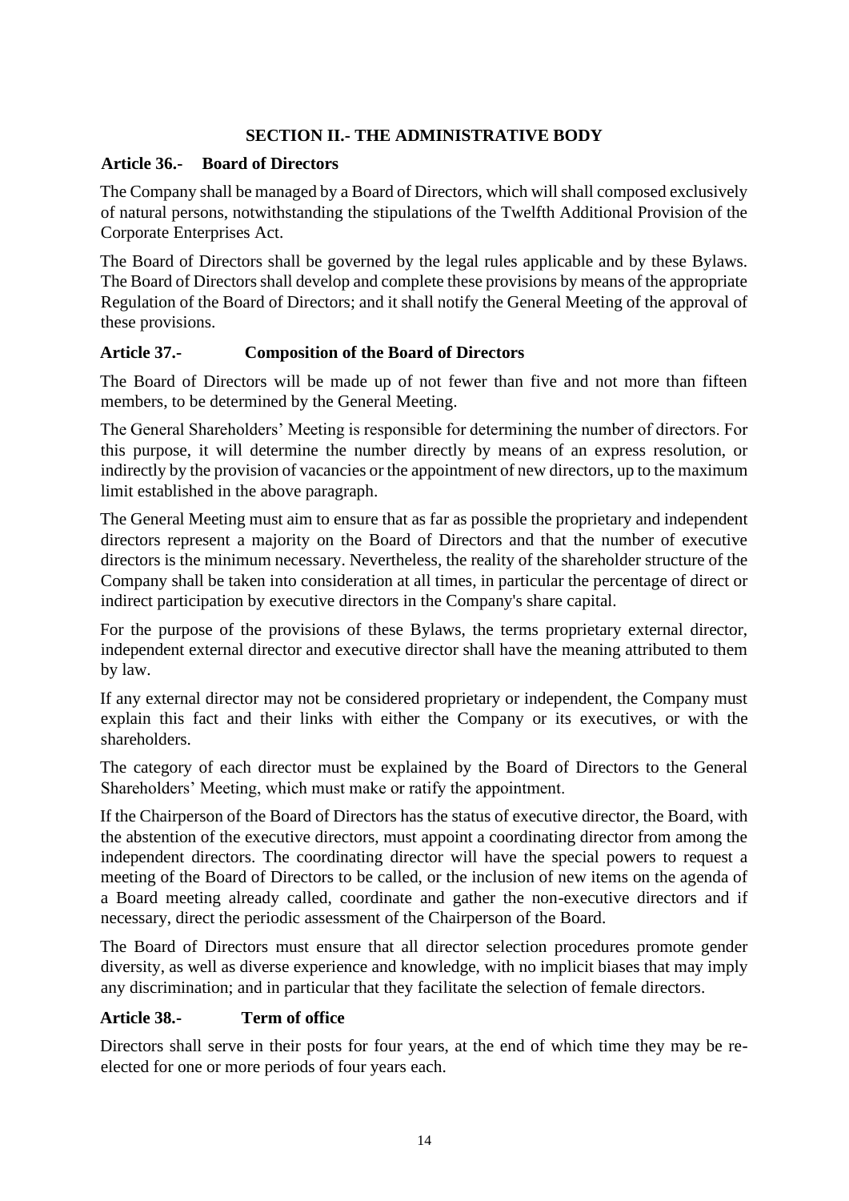## SECTION II.- THE ADMINISTRATIVE BODY

### Article 36.- Board of Directors

The Company shall be managed by a Board of Directors, which will shall composed exclusively of natural persons, notwithstanding the stipulations of the Twelfth Additional Provision of the Corporate Enterprises Act.

The Board of Directors shall be governed by the legal rules applicable and by these Bylaws. The Board of Directors shall develop and complete these provisions by means of the appropriate Regulation of the Board of Directors; and it shall notify the General Meeting of the approval of these provisions.

### Article 37.- Composition of the Board of Directors

The Board of Directors will be made up of not fewer than five and not more than fifteen members, to be determined by the General Meeting.

The General Shareholders' Meeting is responsible for determining the number of directors. For this purpose, it will determine the number directly by means of an express resolution, or indirectly by the provision of vacancies or the appointment of new directors, up to the maximum limit established in the above paragraph.

The General Meeting must aim to ensure that as far as possible the proprietary and independent directors represent a majority on the Board of Directors and that the number of executive directors is the minimum necessary. Nevertheless, the reality of the shareholder structure of the Company shall be taken into consideration at all times, in particular the percentage of direct or indirect participation by executive directors in the Company's share capital.

For the purpose of the provisions of these Bylaws, the terms proprietary external director, independent external director and executive director shall have the meaning attributed to them by law.

If any external director may not be considered proprietary or independent, the Company must explain this fact and their links with either the Company or its executives, or with the shareholders.

The category of each director must be explained by the Board of Directors to the General Shareholders' Meeting, which must make or ratify the appointment.

If the Chairperson of the Board of Directors has the status of executive director, the Board, with the abstention of the executive directors, must appoint a coordinating director from among the independent directors. The coordinating director will have the special powers to request a meeting of the Board of Directors to be called, or the inclusion of new items on the agenda of a Board meeting already called, coordinate and gather the non-executive directors and if necessary, direct the periodic assessment of the Chairperson of the Board.

The Board of Directors must ensure that all director selection procedures promote gender diversity, as well as diverse experience and knowledge, with no implicit biases that may imply any discrimination; and in particular that they facilitate the selection of female directors.

### Article 38.- Term of office

Directors shall serve in their posts for four years, at the end of which time they may be re-elected for one or more periods of four years each.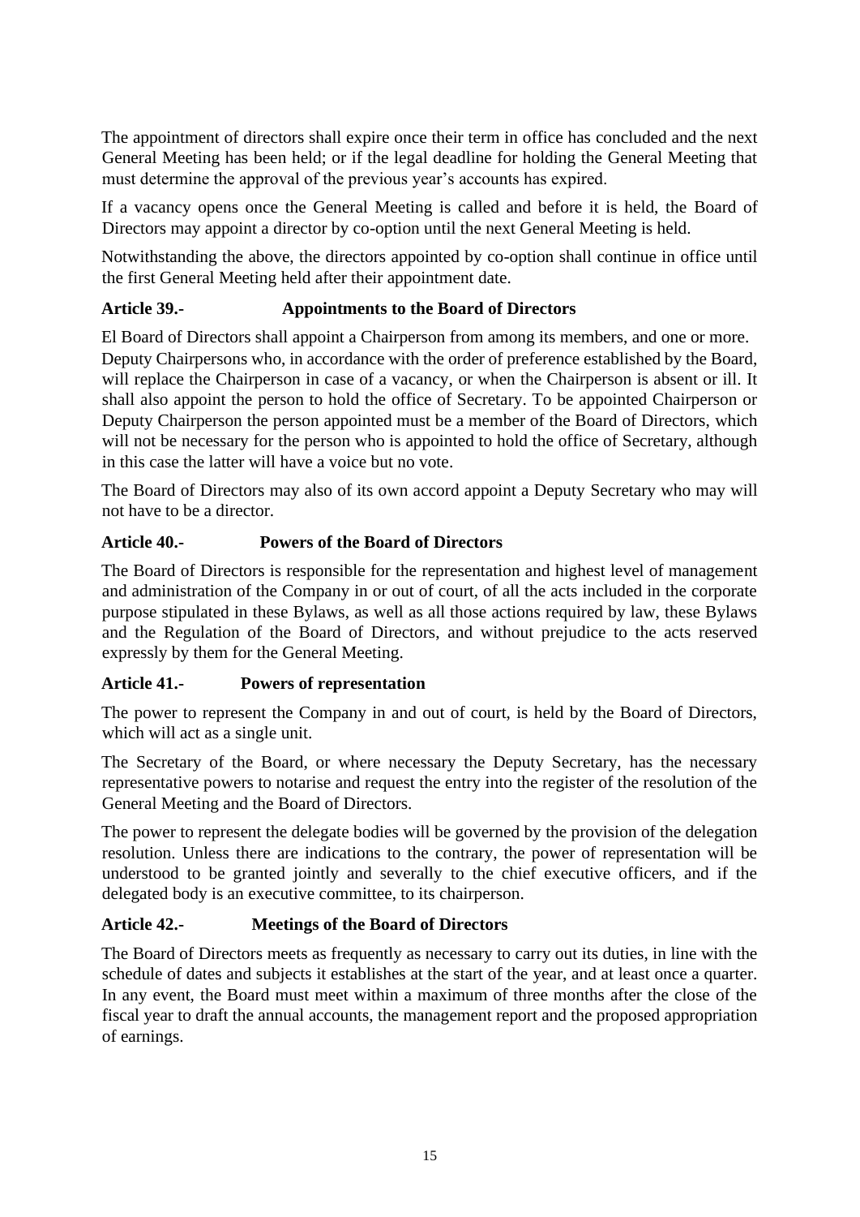The appointment of directors shall expire once their term in office has concluded and the next General Meeting has been held; or if the legal deadline for holding the General Meeting that must determine the approval of the previous year's accounts has expired.

If a vacancy opens once the General Meeting is called and before it is held, the Board of Directors may appoint a director by co-option until the next General Meeting is held.

Notwithstanding the above, the directors appointed by co-option shall continue in office until the first General Meeting held after their appointment date.

### Article 39.- Appointments to the Board of Directors

El Board of Directors shall appoint a Chairperson from among its members, and one or more. Deputy Chairpersons who, in accordance with the order of preference established by the Board, will replace the Chairperson in case of a vacancy, or when the Chairperson is absent or ill. It shall also appoint the person to hold the office of Secretary. To be appointed Chairperson or Deputy Chairperson the person appointed must be a member of the Board of Directors, which will not be necessary for the person who is appointed to hold the office of Secretary, although in this case the latter will have a voice but no vote.

The Board of Directors may also of its own accord appoint a Deputy Secretary who may will not have to be a director.

### Article 40.- Powers of the Board of Directors

The Board of Directors is responsible for the representation and highest level of management and administration of the Company in or out of court, of all the acts included in the corporate purpose stipulated in these Bylaws, as well as all those actions required by law, these Bylaws and the Regulation of the Board of Directors, and without prejudice to the acts reserved expressly by them for the General Meeting.

### Article 41.- Powers of representation

The power to represent the Company in and out of court, is held by the Board of Directors, which will act as a single unit.

The Secretary of the Board, or where necessary the Deputy Secretary, has the necessary representative powers to notarise and request the entry into the register of the resolution of the General Meeting and the Board of Directors.

The power to represent the delegate bodies will be governed by the provision of the delegation resolution. Unless there are indications to the contrary, the power of representation will be understood to be granted jointly and severally to the chief executive officers, and if the delegated body is an executive committee, to its chairperson.

### Article 42.- Meetings of the Board of Directors

The Board of Directors meets as frequently as necessary to carry out its duties, in line with the schedule of dates and subjects it establishes at the start of the year, and at least once a quarter. In any event, the Board must meet within a maximum of three months after the close of the fiscal year to draft the annual accounts, the management report and the proposed appropriation of earnings.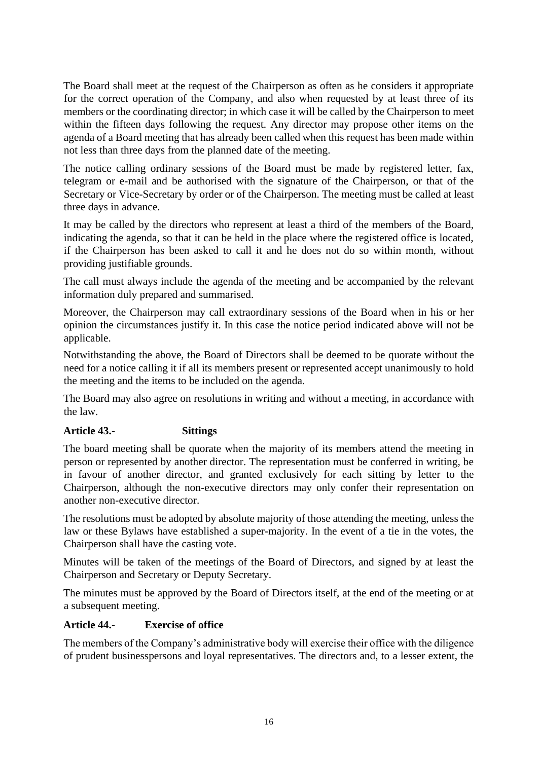The Board shall meet at the request of the Chairperson as often as he considers it appropriate for the correct operation of the Company, and also when requested by at least three of its members or the coordinating director; in which case it will be called by the Chairperson to meet within the fifteen days following the request. Any director may propose other items on the agenda of a Board meeting that has already been called when this request has been made within not less than three days from the planned date of the meeting.

The notice calling ordinary sessions of the Board must be made by registered letter, fax, telegram or e-mail and be authorised with the signature of the Chairperson, or that of the Secretary or Vice-Secretary by order or of the Chairperson. The meeting must be called at least three days in advance.

It may be called by the directors who represent at least a third of the members of the Board, indicating the agenda, so that it can be held in the place where the registered office is located, if the Chairperson has been asked to call it and he does not do so within month, without providing justifiable grounds.

The call must always include the agenda of the meeting and be accompanied by the relevant information duly prepared and summarised.

Moreover, the Chairperson may call extraordinary sessions of the Board when in his or her opinion the circumstances justify it. In this case the notice period indicated above will not be applicable.

Notwithstanding the above, the Board of Directors shall be deemed to be quorate without the need for a notice calling it if all its members present or represented accept unanimously to hold the meeting and the items to be included on the agenda.

The Board may also agree on resolutions in writing and without a meeting, in accordance with the law.

**Article 43.- Sittings**

The board meeting shall be quorate when the majority of its members attend the meeting in person or represented by another director. The representation must be conferred in writing, be in favour of another director, and granted exclusively for each sitting by letter to the Chairperson, although the non-executive directors may only confer their representation on another non-executive director.

The resolutions must be adopted by absolute majority of those attending the meeting, unless the law or these Bylaws have established a super-majority. In the event of a tie in the votes, the Chairperson shall have the casting vote.

Minutes will be taken of the meetings of the Board of Directors, and signed by at least the Chairperson and Secretary or Deputy Secretary.

The minutes must be approved by the Board of Directors itself, at the end of the meeting or at a subsequent meeting.

**Article 44.- Exercise of office**

The members of the Company's administrative body will exercise their office with the diligence of prudent businesspersons and loyal representatives. The directors and, to a lesser extent, the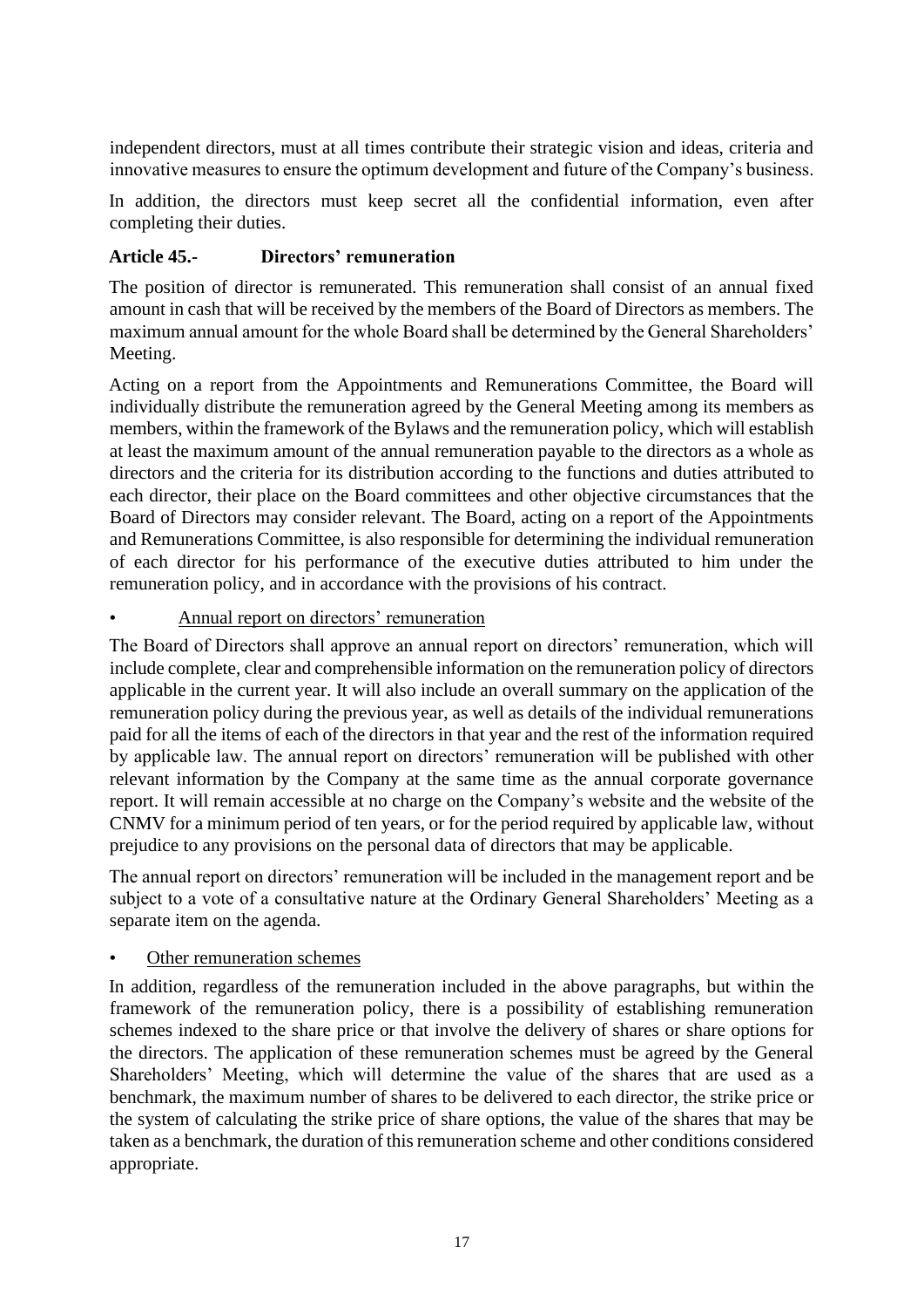independent directors, must at all times contribute their strategic vision and ideas, criteria and innovative measures to ensure the optimum development and future of the Company's business.

In addition, the directors must keep secret all the confidential information, even after completing their duties.

### Article 45.- Directors' remuneration

The position of director is remunerated. This remuneration shall consist of an annual fixed amount in cash that will be received by the members of the Board of Directors as members. The maximum annual amount for the whole Board shall be determined by the General Shareholders' Meeting.

Acting on a report from the Appointments and Remunerations Committee, the Board will individually distribute the remuneration agreed by the General Meeting among its members as members, within the framework of the Bylaws and the remuneration policy, which will establish at least the maximum amount of the annual remuneration payable to the directors as a whole as directors and the criteria for its distribution according to the functions and duties attributed to each director, their place on the Board committees and other objective circumstances that the Board of Directors may consider relevant. The Board, acting on a report of the Appointments and Remunerations Committee, is also responsible for determining the individual remuneration of each director for his performance of the executive duties attributed to him under the remuneration policy, and in accordance with the provisions of his contract.

- Annual report on directors' remuneration

The Board of Directors shall approve an annual report on directors' remuneration, which will include complete, clear and comprehensible information on the remuneration policy of directors applicable in the current year. It will also include an overall summary on the application of the remuneration policy during the previous year, as well as details of the individual remunerations paid for all the items of each of the directors in that year and the rest of the information required by applicable law. The annual report on directors' remuneration will be published with other relevant information by the Company at the same time as the annual corporate governance report. It will remain accessible at no charge on the Company's website and the website of the CNMV for a minimum period of ten years, or for the period required by applicable law, without prejudice to any provisions on the personal data of directors that may be applicable.

The annual report on directors' remuneration will be included in the management report and be subject to a vote of a consultative nature at the Ordinary General Shareholders' Meeting as a separate item on the agenda.

- Other remuneration schemes

In addition, regardless of the remuneration included in the above paragraphs, but within the framework of the remuneration policy, there is a possibility of establishing remuneration schemes indexed to the share price or that involve the delivery of shares or share options for the directors. The application of these remuneration schemes must be agreed by the General Shareholders' Meeting, which will determine the value of the shares that are used as a benchmark, the maximum number of shares to be delivered to each director, the strike price or the system of calculating the strike price of share options, the value of the shares that may be taken as a benchmark, the duration of this remuneration scheme and other conditions considered appropriate.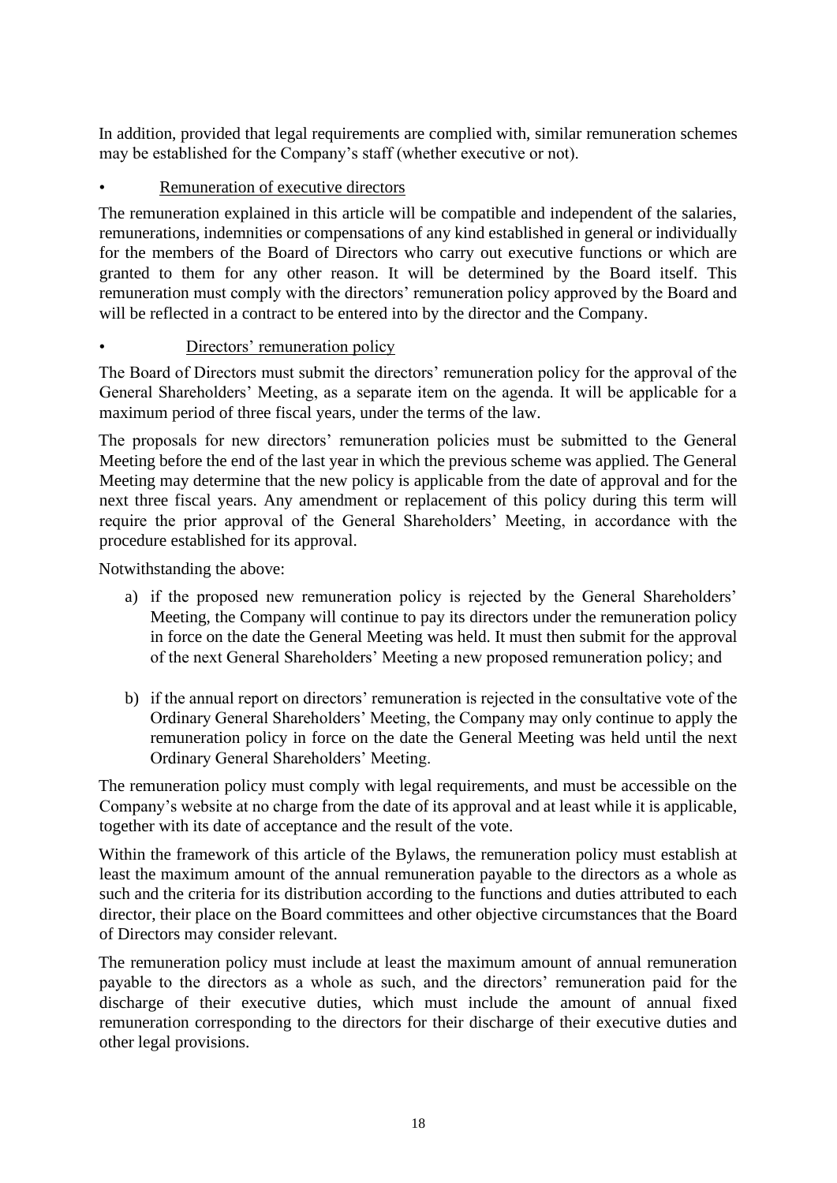In addition, provided that legal requirements are complied with, similar remuneration schemes may be established for the Company's staff (whether executive or not).

- <u>Remuneration of executive directors</u>

The remuneration explained in this article will be compatible and independent of the salaries, remunerations, indemnities or compensations of any kind established in general or individually for the members of the Board of Directors who carry out executive functions or which are granted to them for any other reason. It will be determined by the Board itself. This remuneration must comply with the directors' remuneration policy approved by the Board and will be reflected in a contract to be entered into by the director and the Company.

- <u>Directors' remuneration policy</u>

The Board of Directors must submit the directors' remuneration policy for the approval of the General Shareholders' Meeting, as a separate item on the agenda. It will be applicable for a maximum period of three fiscal years, under the terms of the law.

The proposals for new directors' remuneration policies must be submitted to the General Meeting before the end of the last year in which the previous scheme was applied. The General Meeting may determine that the new policy is applicable from the date of approval and for the next three fiscal years. Any amendment or replacement of this policy during this term will require the prior approval of the General Shareholders' Meeting, in accordance with the procedure established for its approval.

Notwithstanding the above:

a) if the proposed new remuneration policy is rejected by the General Shareholders' Meeting, the Company will continue to pay its directors under the remuneration policy in force on the date the General Meeting was held. It must then submit for the approval of the next General Shareholders' Meeting a new proposed remuneration policy; and

b) if the annual report on directors' remuneration is rejected in the consultative vote of the Ordinary General Shareholders' Meeting, the Company may only continue to apply the remuneration policy in force on the date the General Meeting was held until the next Ordinary General Shareholders' Meeting.

The remuneration policy must comply with legal requirements, and must be accessible on the Company's website at no charge from the date of its approval and at least while it is applicable, together with its date of acceptance and the result of the vote.

Within the framework of this article of the Bylaws, the remuneration policy must establish at least the maximum amount of the annual remuneration payable to the directors as a whole as such and the criteria for its distribution according to the functions and duties attributed to each director, their place on the Board committees and other objective circumstances that the Board of Directors may consider relevant.

The remuneration policy must include at least the maximum amount of annual remuneration payable to the directors as a whole as such, and the directors' remuneration paid for the discharge of their executive duties, which must include the amount of annual fixed remuneration corresponding to the directors for their discharge of their executive duties and other legal provisions.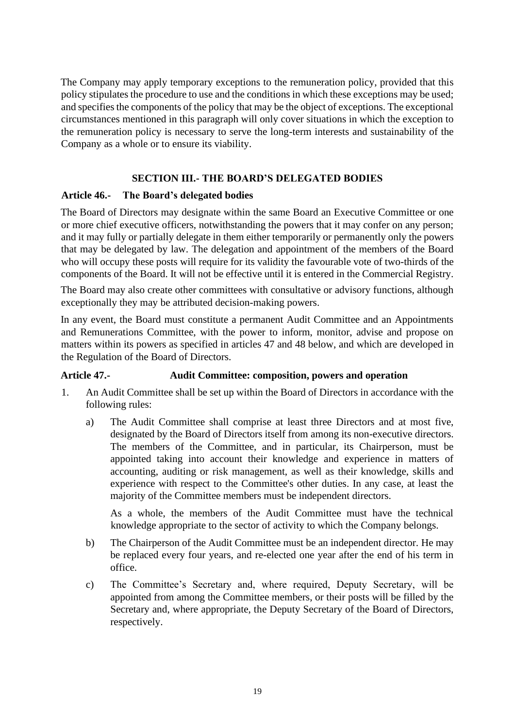The Company may apply temporary exceptions to the remuneration policy, provided that this policy stipulates the procedure to use and the conditions in which these exceptions may be used; and specifies the components of the policy that may be the object of exceptions. The exceptional circumstances mentioned in this paragraph will only cover situations in which the exception to the remuneration policy is necessary to serve the long-term interests and sustainability of the Company as a whole or to ensure its viability.

## SECTION III.- THE BOARD'S DELEGATED BODIES

### Article 46.- The Board's delegated bodies

The Board of Directors may designate within the same Board an Executive Committee or one or more chief executive officers, notwithstanding the powers that it may confer on any person; and it may fully or partially delegate in them either temporarily or permanently only the powers that may be delegated by law. The delegation and appointment of the members of the Board who will occupy these posts will require for its validity the favourable vote of two-thirds of the components of the Board. It will not be effective until it is entered in the Commercial Registry.

The Board may also create other committees with consultative or advisory functions, although exceptionally they may be attributed decision-making powers.

In any event, the Board must constitute a permanent Audit Committee and an Appointments and Remunerations Committee, with the power to inform, monitor, advise and propose on matters within its powers as specified in articles 47 and 48 below, and which are developed in the Regulation of the Board of Directors.

### Article 47.- Audit Committee: composition, powers and operation

1. An Audit Committee shall be set up within the Board of Directors in accordance with the following rules:

   a) The Audit Committee shall comprise at least three Directors and at most five, designated by the Board of Directors itself from among its non-executive directors. The members of the Committee, and in particular, its Chairperson, must be appointed taking into account their knowledge and experience in matters of accounting, auditing or risk management, as well as their knowledge, skills and experience with respect to the Committee's other duties. In any case, at least the majority of the Committee members must be independent directors.

      As a whole, the members of the Audit Committee must have the technical knowledge appropriate to the sector of activity to which the Company belongs.

   b) The Chairperson of the Audit Committee must be an independent director. He may be replaced every four years, and re-elected one year after the end of his term in office.

   c) The Committee's Secretary and, where required, Deputy Secretary, will be appointed from among the Committee members, or their posts will be filled by the Secretary and, where appropriate, the Deputy Secretary of the Board of Directors, respectively.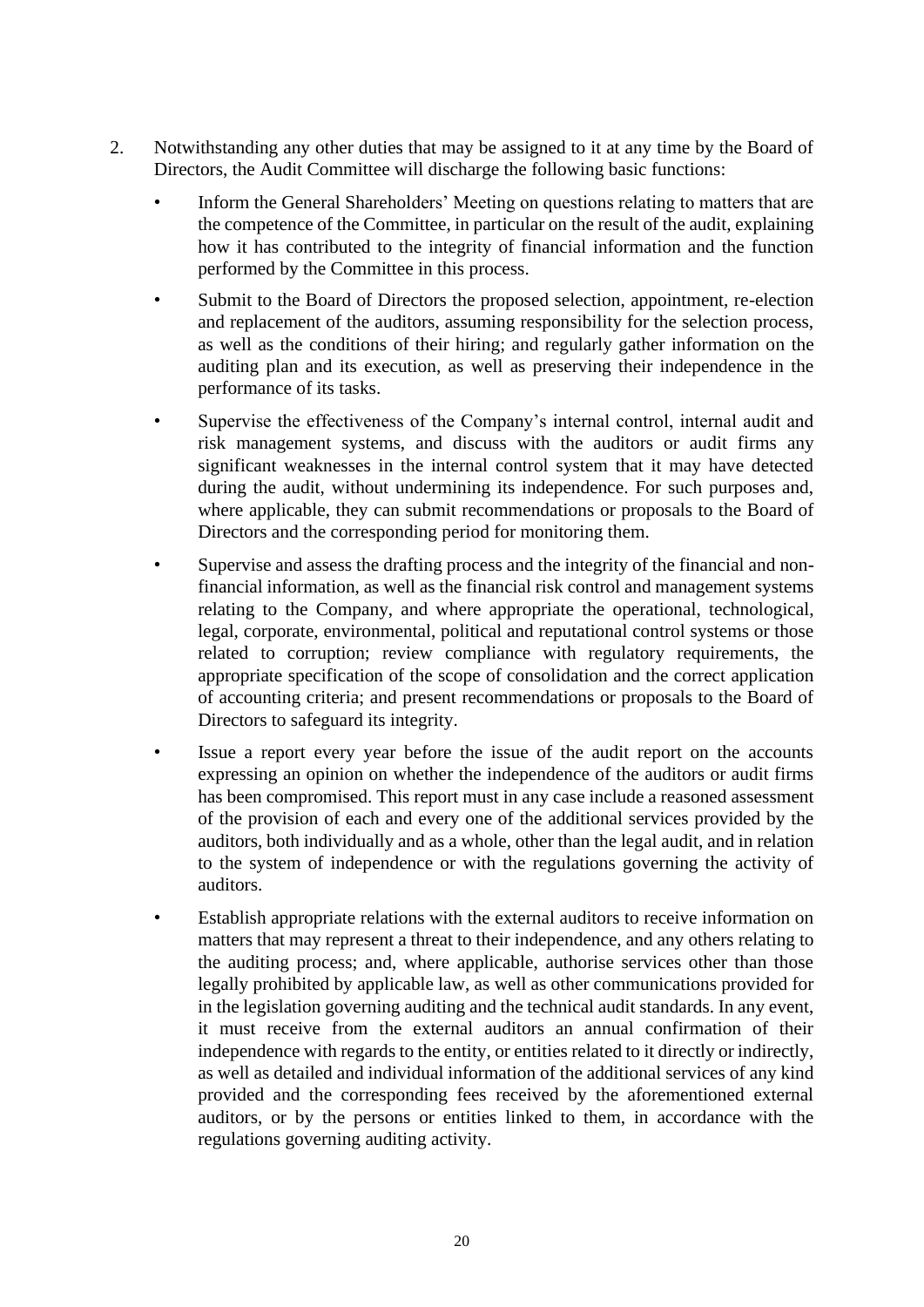2. Notwithstanding any other duties that may be assigned to it at any time by the Board of Directors, the Audit Committee will discharge the following basic functions:

   - Inform the General Shareholders' Meeting on questions relating to matters that are the competence of the Committee, in particular on the result of the audit, explaining how it has contributed to the integrity of financial information and the function performed by the Committee in this process.
   - Submit to the Board of Directors the proposed selection, appointment, re-election and replacement of the auditors, assuming responsibility for the selection process, as well as the conditions of their hiring; and regularly gather information on the auditing plan and its execution, as well as preserving their independence in the performance of its tasks.
   - Supervise the effectiveness of the Company's internal control, internal audit and risk management systems, and discuss with the auditors or audit firms any significant weaknesses in the internal control system that it may have detected during the audit, without undermining its independence. For such purposes and, where applicable, they can submit recommendations or proposals to the Board of Directors and the corresponding period for monitoring them.
   - Supervise and assess the drafting process and the integrity of the financial and non-financial information, as well as the financial risk control and management systems relating to the Company, and where appropriate the operational, technological, legal, corporate, environmental, political and reputational control systems or those related to corruption; review compliance with regulatory requirements, the appropriate specification of the scope of consolidation and the correct application of accounting criteria; and present recommendations or proposals to the Board of Directors to safeguard its integrity.
   - Issue a report every year before the issue of the audit report on the accounts expressing an opinion on whether the independence of the auditors or audit firms has been compromised. This report must in any case include a reasoned assessment of the provision of each and every one of the additional services provided by the auditors, both individually and as a whole, other than the legal audit, and in relation to the system of independence or with the regulations governing the activity of auditors.
   - Establish appropriate relations with the external auditors to receive information on matters that may represent a threat to their independence, and any others relating to the auditing process; and, where applicable, authorise services other than those legally prohibited by applicable law, as well as other communications provided for in the legislation governing auditing and the technical audit standards. In any event, it must receive from the external auditors an annual confirmation of their independence with regards to the entity, or entities related to it directly or indirectly, as well as detailed and individual information of the additional services of any kind provided and the corresponding fees received by the aforementioned external auditors, or by the persons or entities linked to them, in accordance with the regulations governing auditing activity.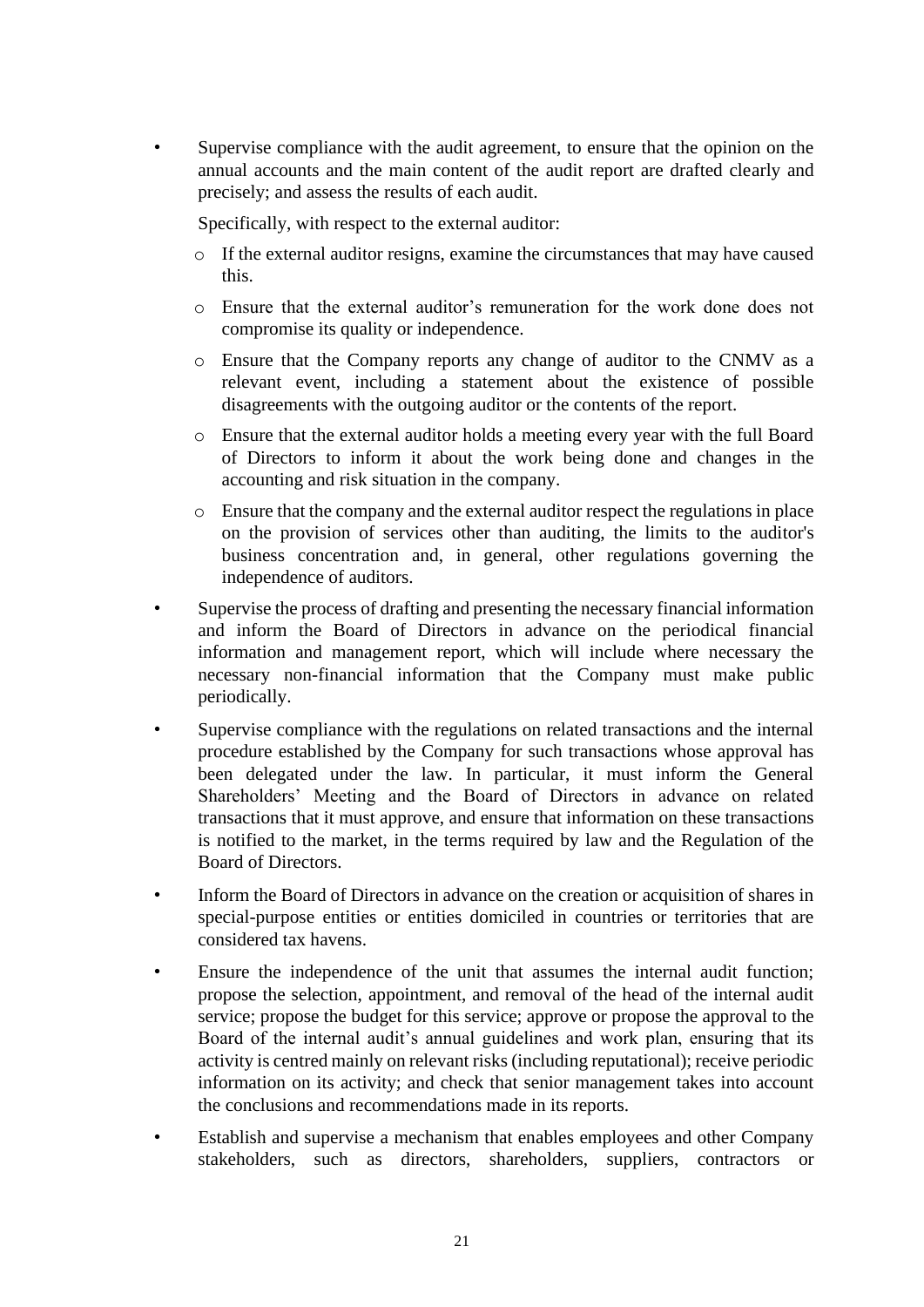- Supervise compliance with the audit agreement, to ensure that the opinion on the annual accounts and the main content of the audit report are drafted clearly and precisely; and assess the results of each audit.

  Specifically, with respect to the external auditor:

  - If the external auditor resigns, examine the circumstances that may have caused this.
  - Ensure that the external auditor's remuneration for the work done does not compromise its quality or independence.
  - Ensure that the Company reports any change of auditor to the CNMV as a relevant event, including a statement about the existence of possible disagreements with the outgoing auditor or the contents of the report.
  - Ensure that the external auditor holds a meeting every year with the full Board of Directors to inform it about the work being done and changes in the accounting and risk situation in the company.
  - Ensure that the company and the external auditor respect the regulations in place on the provision of services other than auditing, the limits to the auditor's business concentration and, in general, other regulations governing the independence of auditors.

- Supervise the process of drafting and presenting the necessary financial information and inform the Board of Directors in advance on the periodical financial information and management report, which will include where necessary the necessary non-financial information that the Company must make public periodically.

- Supervise compliance with the regulations on related transactions and the internal procedure established by the Company for such transactions whose approval has been delegated under the law. In particular, it must inform the General Shareholders' Meeting and the Board of Directors in advance on related transactions that it must approve, and ensure that information on these transactions is notified to the market, in the terms required by law and the Regulation of the Board of Directors.

- Inform the Board of Directors in advance on the creation or acquisition of shares in special-purpose entities or entities domiciled in countries or territories that are considered tax havens.

- Ensure the independence of the unit that assumes the internal audit function; propose the selection, appointment, and removal of the head of the internal audit service; propose the budget for this service; approve or propose the approval to the Board of the internal audit's annual guidelines and work plan, ensuring that its activity is centred mainly on relevant risks (including reputational); receive periodic information on its activity; and check that senior management takes into account the conclusions and recommendations made in its reports.

- Establish and supervise a mechanism that enables employees and other Company stakeholders, such as directors, shareholders, suppliers, contractors or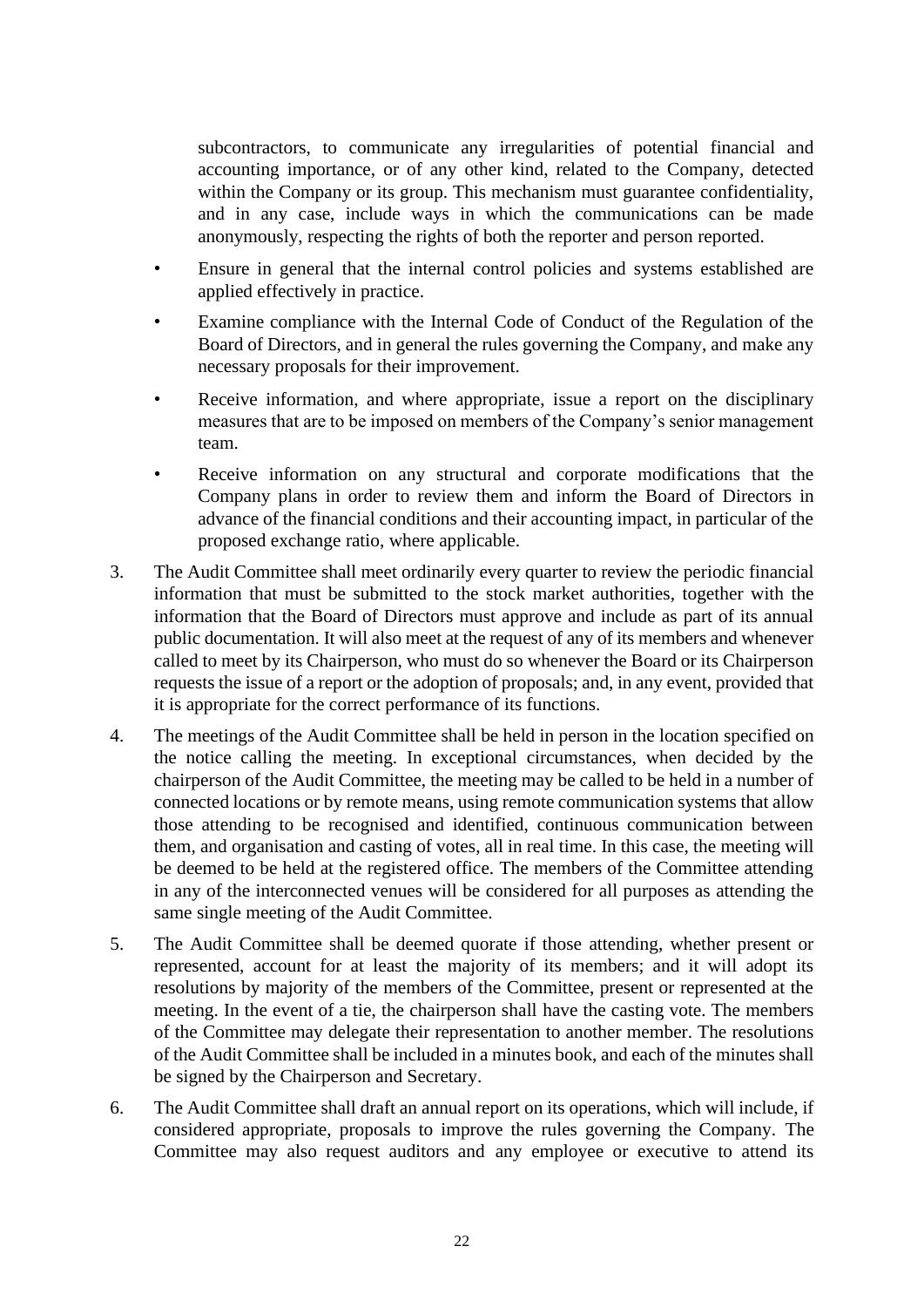subcontractors, to communicate any irregularities of potential financial and accounting importance, or of any other kind, related to the Company, detected within the Company or its group. This mechanism must guarantee confidentiality, and in any case, include ways in which the communications can be made anonymously, respecting the rights of both the reporter and person reported.

- Ensure in general that the internal control policies and systems established are applied effectively in practice.
- Examine compliance with the Internal Code of Conduct of the Regulation of the Board of Directors, and in general the rules governing the Company, and make any necessary proposals for their improvement.
- Receive information, and where appropriate, issue a report on the disciplinary measures that are to be imposed on members of the Company's senior management team.
- Receive information on any structural and corporate modifications that the Company plans in order to review them and inform the Board of Directors in advance of the financial conditions and their accounting impact, in particular of the proposed exchange ratio, where applicable.

3. The Audit Committee shall meet ordinarily every quarter to review the periodic financial information that must be submitted to the stock market authorities, together with the information that the Board of Directors must approve and include as part of its annual public documentation. It will also meet at the request of any of its members and whenever called to meet by its Chairperson, who must do so whenever the Board or its Chairperson requests the issue of a report or the adoption of proposals; and, in any event, provided that it is appropriate for the correct performance of its functions.

4. The meetings of the Audit Committee shall be held in person in the location specified on the notice calling the meeting. In exceptional circumstances, when decided by the chairperson of the Audit Committee, the meeting may be called to be held in a number of connected locations or by remote means, using remote communication systems that allow those attending to be recognised and identified, continuous communication between them, and organisation and casting of votes, all in real time. In this case, the meeting will be deemed to be held at the registered office. The members of the Committee attending in any of the interconnected venues will be considered for all purposes as attending the same single meeting of the Audit Committee.

5. The Audit Committee shall be deemed quorate if those attending, whether present or represented, account for at least the majority of its members; and it will adopt its resolutions by majority of the members of the Committee, present or represented at the meeting. In the event of a tie, the chairperson shall have the casting vote. The members of the Committee may delegate their representation to another member. The resolutions of the Audit Committee shall be included in a minutes book, and each of the minutes shall be signed by the Chairperson and Secretary.

6. The Audit Committee shall draft an annual report on its operations, which will include, if considered appropriate, proposals to improve the rules governing the Company. The Committee may also request auditors and any employee or executive to attend its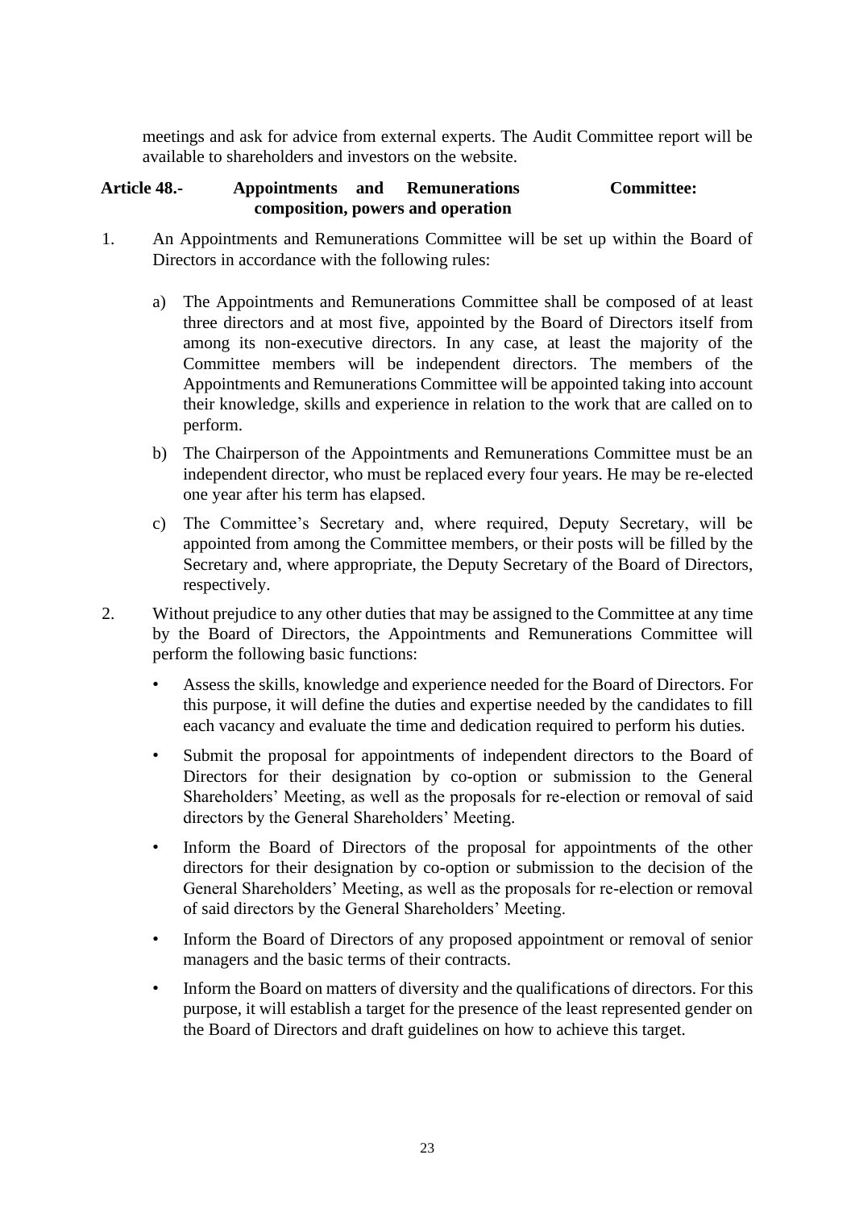meetings and ask for advice from external experts. The Audit Committee report will be available to shareholders and investors on the website.

### Article 48.- Appointments and Remunerations Committee: composition, powers and operation

1. An Appointments and Remunerations Committee will be set up within the Board of Directors in accordance with the following rules:

   a) The Appointments and Remunerations Committee shall be composed of at least three directors and at most five, appointed by the Board of Directors itself from among its non-executive directors. In any case, at least the majority of the Committee members will be independent directors. The members of the Appointments and Remunerations Committee will be appointed taking into account their knowledge, skills and experience in relation to the work that are called on to perform.

   b) The Chairperson of the Appointments and Remunerations Committee must be an independent director, who must be replaced every four years. He may be re-elected one year after his term has elapsed.

   c) The Committee's Secretary and, where required, Deputy Secretary, will be appointed from among the Committee members, or their posts will be filled by the Secretary and, where appropriate, the Deputy Secretary of the Board of Directors, respectively.

2. Without prejudice to any other duties that may be assigned to the Committee at any time by the Board of Directors, the Appointments and Remunerations Committee will perform the following basic functions:

   - Assess the skills, knowledge and experience needed for the Board of Directors. For this purpose, it will define the duties and expertise needed by the candidates to fill each vacancy and evaluate the time and dedication required to perform his duties.

   - Submit the proposal for appointments of independent directors to the Board of Directors for their designation by co-option or submission to the General Shareholders' Meeting, as well as the proposals for re-election or removal of said directors by the General Shareholders' Meeting.

   - Inform the Board of Directors of the proposal for appointments of the other directors for their designation by co-option or submission to the decision of the General Shareholders' Meeting, as well as the proposals for re-election or removal of said directors by the General Shareholders' Meeting.

   - Inform the Board of Directors of any proposed appointment or removal of senior managers and the basic terms of their contracts.

   - Inform the Board on matters of diversity and the qualifications of directors. For this purpose, it will establish a target for the presence of the least represented gender on the Board of Directors and draft guidelines on how to achieve this target.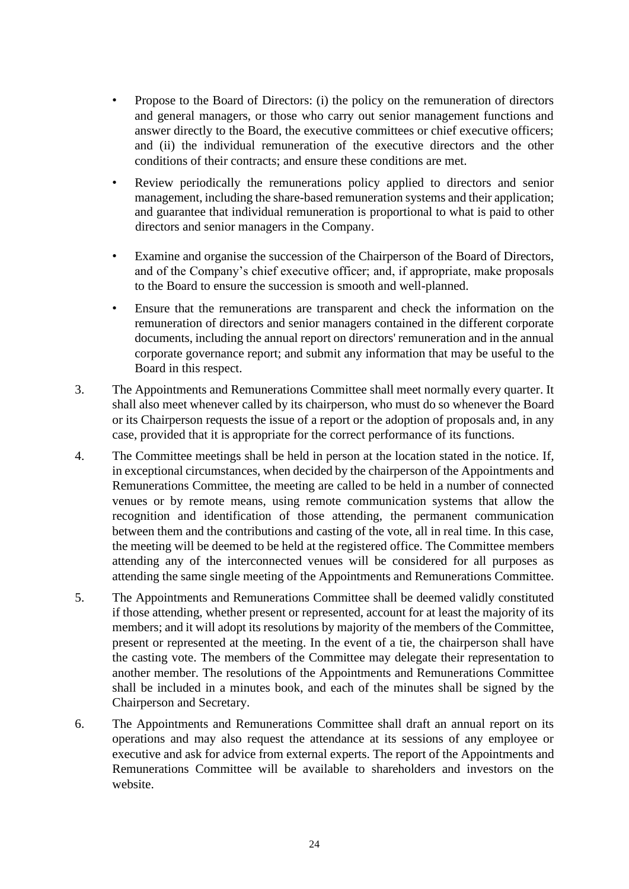- Propose to the Board of Directors: (i) the policy on the remuneration of directors and general managers, or those who carry out senior management functions and answer directly to the Board, the executive committees or chief executive officers; and (ii) the individual remuneration of the executive directors and the other conditions of their contracts; and ensure these conditions are met.
- Review periodically the remunerations policy applied to directors and senior management, including the share-based remuneration systems and their application; and guarantee that individual remuneration is proportional to what is paid to other directors and senior managers in the Company.
- Examine and organise the succession of the Chairperson of the Board of Directors, and of the Company's chief executive officer; and, if appropriate, make proposals to the Board to ensure the succession is smooth and well-planned.
- Ensure that the remunerations are transparent and check the information on the remuneration of directors and senior managers contained in the different corporate documents, including the annual report on directors' remuneration and in the annual corporate governance report; and submit any information that may be useful to the Board in this respect.

3. The Appointments and Remunerations Committee shall meet normally every quarter. It shall also meet whenever called by its chairperson, who must do so whenever the Board or its Chairperson requests the issue of a report or the adoption of proposals and, in any case, provided that it is appropriate for the correct performance of its functions.

4. The Committee meetings shall be held in person at the location stated in the notice. If, in exceptional circumstances, when decided by the chairperson of the Appointments and Remunerations Committee, the meeting are called to be held in a number of connected venues or by remote means, using remote communication systems that allow the recognition and identification of those attending, the permanent communication between them and the contributions and casting of the vote, all in real time. In this case, the meeting will be deemed to be held at the registered office. The Committee members attending any of the interconnected venues will be considered for all purposes as attending the same single meeting of the Appointments and Remunerations Committee.

5. The Appointments and Remunerations Committee shall be deemed validly constituted if those attending, whether present or represented, account for at least the majority of its members; and it will adopt its resolutions by majority of the members of the Committee, present or represented at the meeting. In the event of a tie, the chairperson shall have the casting vote. The members of the Committee may delegate their representation to another member. The resolutions of the Appointments and Remunerations Committee shall be included in a minutes book, and each of the minutes shall be signed by the Chairperson and Secretary.

6. The Appointments and Remunerations Committee shall draft an annual report on its operations and may also request the attendance at its sessions of any employee or executive and ask for advice from external experts. The report of the Appointments and Remunerations Committee will be available to shareholders and investors on the website.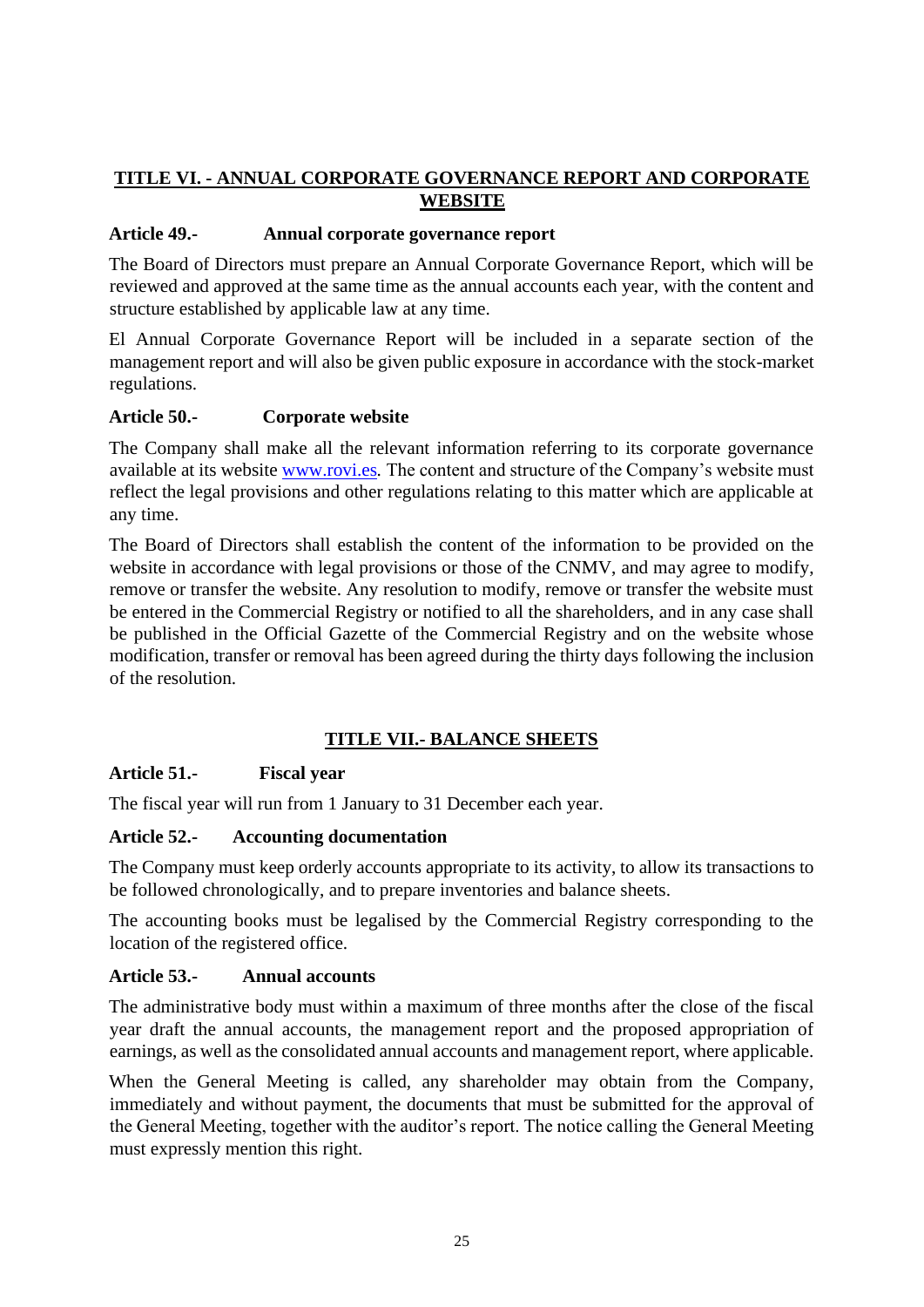## TITLE VI. - ANNUAL CORPORATE GOVERNANCE REPORT AND CORPORATE WEBSITE

### Article 49.- Annual corporate governance report

The Board of Directors must prepare an Annual Corporate Governance Report, which will be reviewed and approved at the same time as the annual accounts each year, with the content and structure established by applicable law at any time.

El Annual Corporate Governance Report will be included in a separate section of the management report and will also be given public exposure in accordance with the stock-market regulations.

### Article 50.- Corporate website

The Company shall make all the relevant information referring to its corporate governance available at its website www.rovi.es. The content and structure of the Company's website must reflect the legal provisions and other regulations relating to this matter which are applicable at any time.

The Board of Directors shall establish the content of the information to be provided on the website in accordance with legal provisions or those of the CNMV, and may agree to modify, remove or transfer the website. Any resolution to modify, remove or transfer the website must be entered in the Commercial Registry or notified to all the shareholders, and in any case shall be published in the Official Gazette of the Commercial Registry and on the website whose modification, transfer or removal has been agreed during the thirty days following the inclusion of the resolution.

## TITLE VII.- BALANCE SHEETS

### Article 51.- Fiscal year

The fiscal year will run from 1 January to 31 December each year.

### Article 52.- Accounting documentation

The Company must keep orderly accounts appropriate to its activity, to allow its transactions to be followed chronologically, and to prepare inventories and balance sheets.

The accounting books must be legalised by the Commercial Registry corresponding to the location of the registered office.

### Article 53.- Annual accounts

The administrative body must within a maximum of three months after the close of the fiscal year draft the annual accounts, the management report and the proposed appropriation of earnings, as well as the consolidated annual accounts and management report, where applicable.

When the General Meeting is called, any shareholder may obtain from the Company, immediately and without payment, the documents that must be submitted for the approval of the General Meeting, together with the auditor's report. The notice calling the General Meeting must expressly mention this right.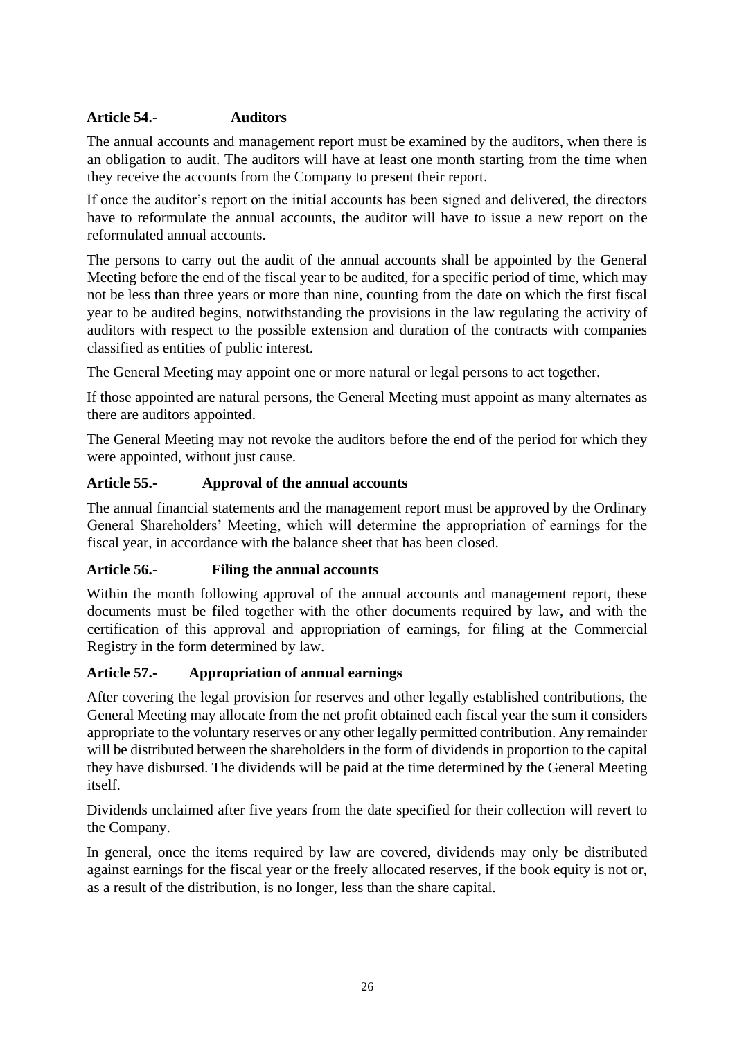**Article 54.- Auditors**

The annual accounts and management report must be examined by the auditors, when there is an obligation to audit. The auditors will have at least one month starting from the time when they receive the accounts from the Company to present their report.

If once the auditor's report on the initial accounts has been signed and delivered, the directors have to reformulate the annual accounts, the auditor will have to issue a new report on the reformulated annual accounts.

The persons to carry out the audit of the annual accounts shall be appointed by the General Meeting before the end of the fiscal year to be audited, for a specific period of time, which may not be less than three years or more than nine, counting from the date on which the first fiscal year to be audited begins, notwithstanding the provisions in the law regulating the activity of auditors with respect to the possible extension and duration of the contracts with companies classified as entities of public interest.

The General Meeting may appoint one or more natural or legal persons to act together.

If those appointed are natural persons, the General Meeting must appoint as many alternates as there are auditors appointed.

The General Meeting may not revoke the auditors before the end of the period for which they were appointed, without just cause.

**Article 55.- Approval of the annual accounts**

The annual financial statements and the management report must be approved by the Ordinary General Shareholders' Meeting, which will determine the appropriation of earnings for the fiscal year, in accordance with the balance sheet that has been closed.

**Article 56.- Filing the annual accounts**

Within the month following approval of the annual accounts and management report, these documents must be filed together with the other documents required by law, and with the certification of this approval and appropriation of earnings, for filing at the Commercial Registry in the form determined by law.

**Article 57.- Appropriation of annual earnings**

After covering the legal provision for reserves and other legally established contributions, the General Meeting may allocate from the net profit obtained each fiscal year the sum it considers appropriate to the voluntary reserves or any other legally permitted contribution. Any remainder will be distributed between the shareholders in the form of dividends in proportion to the capital they have disbursed. The dividends will be paid at the time determined by the General Meeting itself.

Dividends unclaimed after five years from the date specified for their collection will revert to the Company.

In general, once the items required by law are covered, dividends may only be distributed against earnings for the fiscal year or the freely allocated reserves, if the book equity is not or, as a result of the distribution, is no longer, less than the share capital.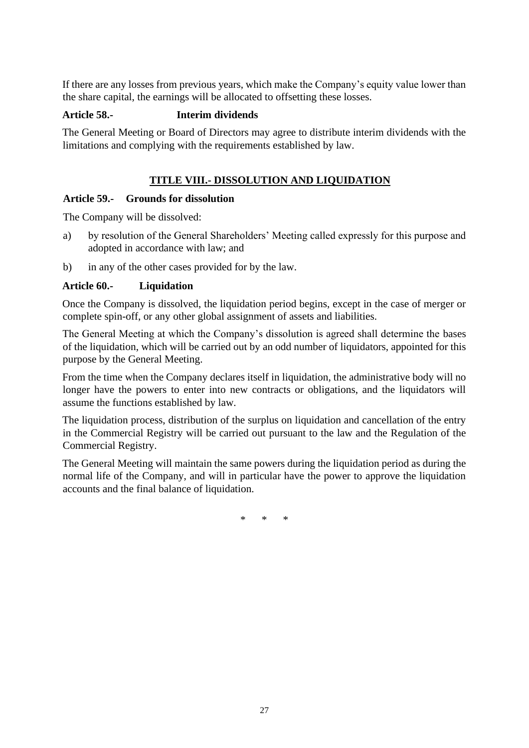If there are any losses from previous years, which make the Company's equity value lower than the share capital, the earnings will be allocated to offsetting these losses.

**Article 58.- Interim dividends**

The General Meeting or Board of Directors may agree to distribute interim dividends with the limitations and complying with the requirements established by law.

## TITLE VIII.- DISSOLUTION AND LIQUIDATION

**Article 59.- Grounds for dissolution**

The Company will be dissolved:

a) by resolution of the General Shareholders' Meeting called expressly for this purpose and adopted in accordance with law; and

b) in any of the other cases provided for by the law.

**Article 60.- Liquidation**

Once the Company is dissolved, the liquidation period begins, except in the case of merger or complete spin-off, or any other global assignment of assets and liabilities.

The General Meeting at which the Company's dissolution is agreed shall determine the bases of the liquidation, which will be carried out by an odd number of liquidators, appointed for this purpose by the General Meeting.

From the time when the Company declares itself in liquidation, the administrative body will no longer have the powers to enter into new contracts or obligations, and the liquidators will assume the functions established by law.

The liquidation process, distribution of the surplus on liquidation and cancellation of the entry in the Commercial Registry will be carried out pursuant to the law and the Regulation of the Commercial Registry.

The General Meeting will maintain the same powers during the liquidation period as during the normal life of the Company, and will in particular have the power to approve the liquidation accounts and the final balance of liquidation.

\* \* \*